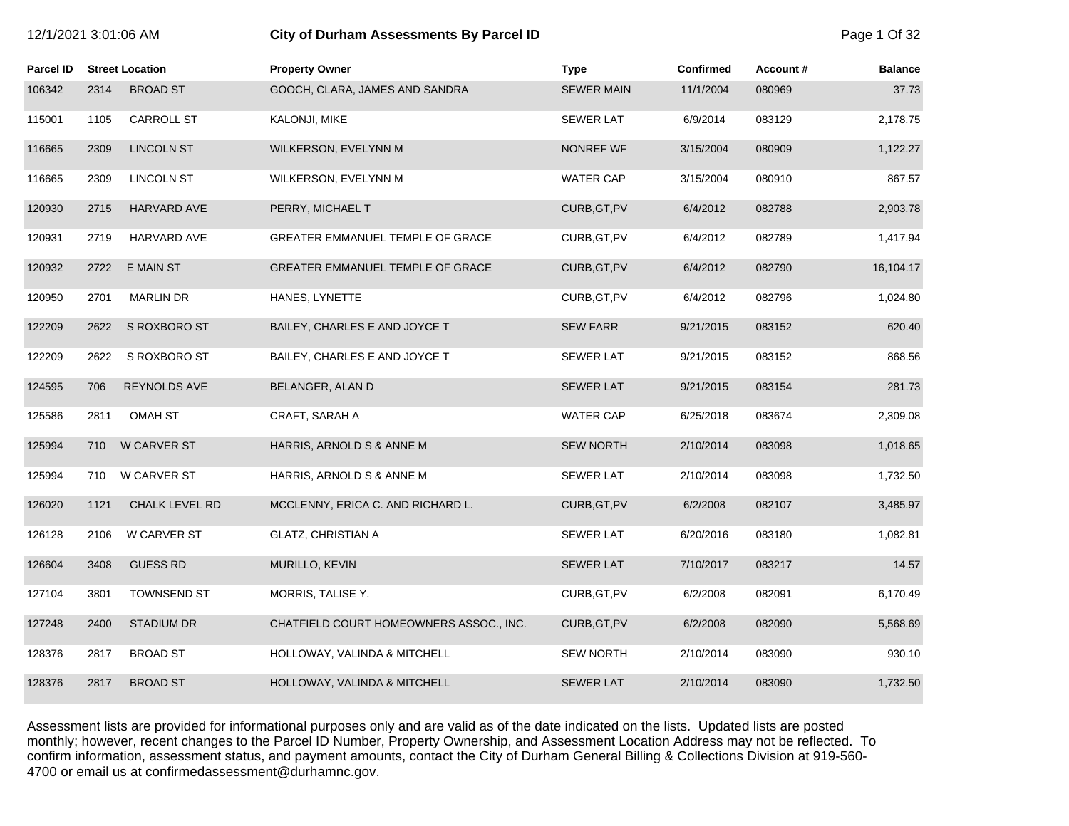# City of Durham Assessments By Parcel ID

12/1/2021 3:01:06 AM

| Parcel ID | Street Location | | Property Owner | Type | Confirmed | Account # | Balance |
|---|---|---|---|---|---|---|---|
| 106342 | 2314 | BROAD ST | GOOCH, CLARA, JAMES AND SANDRA | SEWER MAIN | 11/1/2004 | 080969 | 37.73 |
| 115001 | 1105 | CARROLL ST | KALONJI, MIKE | SEWER LAT | 6/9/2014 | 083129 | 2,178.75 |
| 116665 | 2309 | LINCOLN ST | WILKERSON, EVELYNN M | NONREF WF | 3/15/2004 | 080909 | 1,122.27 |
| 116665 | 2309 | LINCOLN ST | WILKERSON, EVELYNN M | WATER CAP | 3/15/2004 | 080910 | 867.57 |
| 120930 | 2715 | HARVARD AVE | PERRY, MICHAEL T | CURB,GT,PV | 6/4/2012 | 082788 | 2,903.78 |
| 120931 | 2719 | HARVARD AVE | GREATER EMMANUEL TEMPLE OF GRACE | CURB,GT,PV | 6/4/2012 | 082789 | 1,417.94 |
| 120932 | 2722 | E MAIN ST | GREATER EMMANUEL TEMPLE OF GRACE | CURB,GT,PV | 6/4/2012 | 082790 | 16,104.17 |
| 120950 | 2701 | MARLIN DR | HANES, LYNETTE | CURB,GT,PV | 6/4/2012 | 082796 | 1,024.80 |
| 122209 | 2622 | S ROXBORO ST | BAILEY, CHARLES E AND JOYCE T | SEW FARR | 9/21/2015 | 083152 | 620.40 |
| 122209 | 2622 | S ROXBORO ST | BAILEY, CHARLES E AND JOYCE T | SEWER LAT | 9/21/2015 | 083152 | 868.56 |
| 124595 | 706 | REYNOLDS AVE | BELANGER, ALAN D | SEWER LAT | 9/21/2015 | 083154 | 281.73 |
| 125586 | 2811 | OMAH ST | CRAFT, SARAH A | WATER CAP | 6/25/2018 | 083674 | 2,309.08 |
| 125994 | 710 | W CARVER ST | HARRIS, ARNOLD S & ANNE M | SEW NORTH | 2/10/2014 | 083098 | 1,018.65 |
| 125994 | 710 | W CARVER ST | HARRIS, ARNOLD S & ANNE M | SEWER LAT | 2/10/2014 | 083098 | 1,732.50 |
| 126020 | 1121 | CHALK LEVEL RD | MCCLENNY, ERICA C. AND RICHARD L. | CURB,GT,PV | 6/2/2008 | 082107 | 3,485.97 |
| 126128 | 2106 | W CARVER ST | GLATZ, CHRISTIAN A | SEWER LAT | 6/20/2016 | 083180 | 1,082.81 |
| 126604 | 3408 | GUESS RD | MURILLO, KEVIN | SEWER LAT | 7/10/2017 | 083217 | 14.57 |
| 127104 | 3801 | TOWNSEND ST | MORRIS, TALISE Y. | CURB,GT,PV | 6/2/2008 | 082091 | 6,170.49 |
| 127248 | 2400 | STADIUM DR | CHATFIELD COURT HOMEOWNERS ASSOC., INC. | CURB,GT,PV | 6/2/2008 | 082090 | 5,568.69 |
| 128376 | 2817 | BROAD ST | HOLLOWAY, VALINDA & MITCHELL | SEW NORTH | 2/10/2014 | 083090 | 930.10 |
| 128376 | 2817 | BROAD ST | HOLLOWAY, VALINDA & MITCHELL | SEWER LAT | 2/10/2014 | 083090 | 1,732.50 |

Assessment lists are provided for informational purposes only and are valid as of the date indicated on the lists. Updated lists are posted monthly; however, recent changes to the Parcel ID Number, Property Ownership, and Assessment Location Address may not be reflected. To confirm information, assessment status, and payment amounts, contact the City of Durham General Billing & Collections Division at 919-560-4700 or email us at confirmedassessment@durhamnc.gov.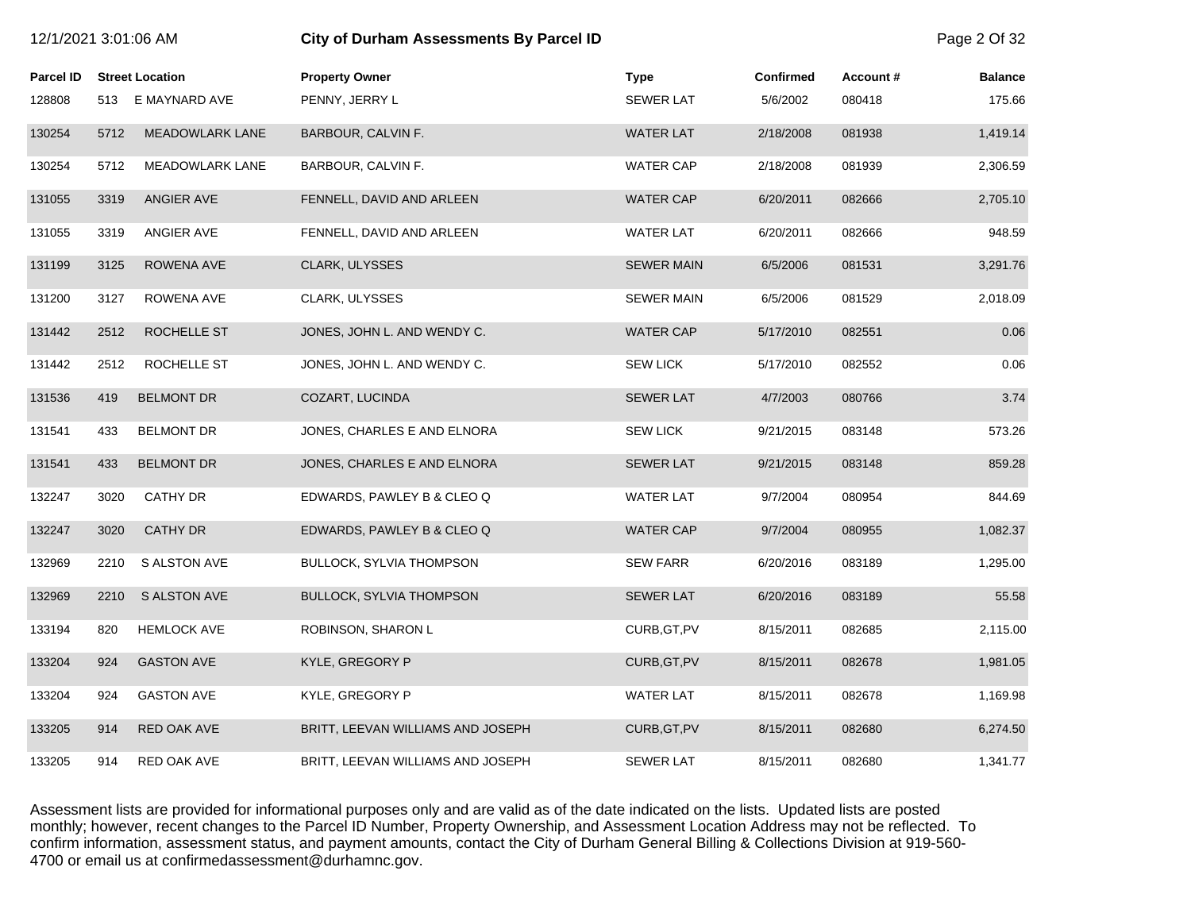# City of Durham Assessments By Parcel ID

| Parcel ID | Street Location | Property Owner | Type | Confirmed | Account # | Balance |
|---|---|---|---|---|---|---|
| 128808 | 513 E MAYNARD AVE | PENNY, JERRY L | SEWER LAT | 5/6/2002 | 080418 | 175.66 |
| 130254 | 5712 MEADOWLARK LANE | BARBOUR, CALVIN F. | WATER LAT | 2/18/2008 | 081938 | 1,419.14 |
| 130254 | 5712 MEADOWLARK LANE | BARBOUR, CALVIN F. | WATER CAP | 2/18/2008 | 081939 | 2,306.59 |
| 131055 | 3319 ANGIER AVE | FENNELL, DAVID AND ARLEEN | WATER CAP | 6/20/2011 | 082666 | 2,705.10 |
| 131055 | 3319 ANGIER AVE | FENNELL, DAVID AND ARLEEN | WATER LAT | 6/20/2011 | 082666 | 948.59 |
| 131199 | 3125 ROWENA AVE | CLARK, ULYSSES | SEWER MAIN | 6/5/2006 | 081531 | 3,291.76 |
| 131200 | 3127 ROWENA AVE | CLARK, ULYSSES | SEWER MAIN | 6/5/2006 | 081529 | 2,018.09 |
| 131442 | 2512 ROCHELLE ST | JONES, JOHN L. AND WENDY C. | WATER CAP | 5/17/2010 | 082551 | 0.06 |
| 131442 | 2512 ROCHELLE ST | JONES, JOHN L. AND WENDY C. | SEW LICK | 5/17/2010 | 082552 | 0.06 |
| 131536 | 419 BELMONT DR | COZART, LUCINDA | SEWER LAT | 4/7/2003 | 080766 | 3.74 |
| 131541 | 433 BELMONT DR | JONES, CHARLES E AND ELNORA | SEW LICK | 9/21/2015 | 083148 | 573.26 |
| 131541 | 433 BELMONT DR | JONES, CHARLES E AND ELNORA | SEWER LAT | 9/21/2015 | 083148 | 859.28 |
| 132247 | 3020 CATHY DR | EDWARDS, PAWLEY B & CLEO Q | WATER LAT | 9/7/2004 | 080954 | 844.69 |
| 132247 | 3020 CATHY DR | EDWARDS, PAWLEY B & CLEO Q | WATER CAP | 9/7/2004 | 080955 | 1,082.37 |
| 132969 | 2210 S ALSTON AVE | BULLOCK, SYLVIA THOMPSON | SEW FARR | 6/20/2016 | 083189 | 1,295.00 |
| 132969 | 2210 S ALSTON AVE | BULLOCK, SYLVIA THOMPSON | SEWER LAT | 6/20/2016 | 083189 | 55.58 |
| 133194 | 820 HEMLOCK AVE | ROBINSON, SHARON L | CURB,GT,PV | 8/15/2011 | 082685 | 2,115.00 |
| 133204 | 924 GASTON AVE | KYLE, GREGORY P | CURB,GT,PV | 8/15/2011 | 082678 | 1,981.05 |
| 133204 | 924 GASTON AVE | KYLE, GREGORY P | WATER LAT | 8/15/2011 | 082678 | 1,169.98 |
| 133205 | 914 RED OAK AVE | BRITT, LEEVAN WILLIAMS AND JOSEPH | CURB,GT,PV | 8/15/2011 | 082680 | 6,274.50 |
| 133205 | 914 RED OAK AVE | BRITT, LEEVAN WILLIAMS AND JOSEPH | SEWER LAT | 8/15/2011 | 082680 | 1,341.77 |

Assessment lists are provided for informational purposes only and are valid as of the date indicated on the lists. Updated lists are posted monthly; however, recent changes to the Parcel ID Number, Property Ownership, and Assessment Location Address may not be reflected. To confirm information, assessment status, and payment amounts, contact the City of Durham General Billing & Collections Division at 919-560-4700 or email us at confirmedassessment@durhamnc.gov.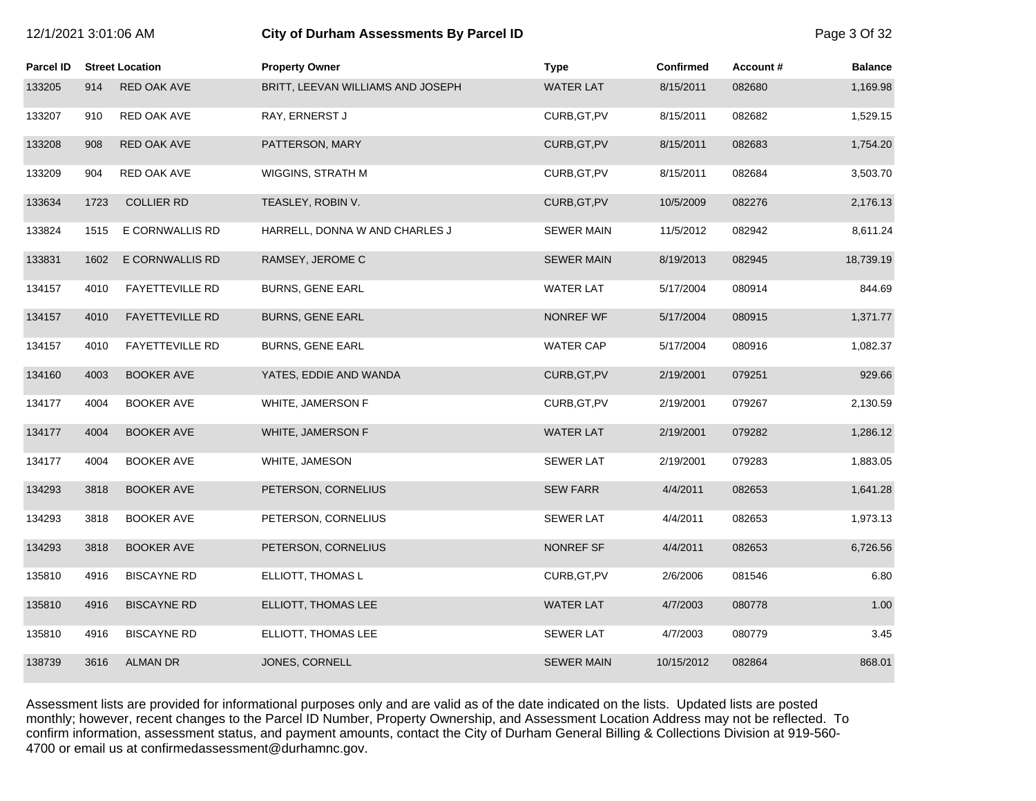| Parcel ID | Street Location | | Property Owner | Type | Confirmed | Account # | Balance |
|---|---|---|---|---|---|---|---|
| 133205 | 914 | RED OAK AVE | BRITT, LEEVAN WILLIAMS AND JOSEPH | WATER LAT | 8/15/2011 | 082680 | 1,169.98 |
| 133207 | 910 | RED OAK AVE | RAY, ERNERST J | CURB,GT,PV | 8/15/2011 | 082682 | 1,529.15 |
| 133208 | 908 | RED OAK AVE | PATTERSON, MARY | CURB,GT,PV | 8/15/2011 | 082683 | 1,754.20 |
| 133209 | 904 | RED OAK AVE | WIGGINS, STRATH M | CURB,GT,PV | 8/15/2011 | 082684 | 3,503.70 |
| 133634 | 1723 | COLLIER RD | TEASLEY, ROBIN V. | CURB,GT,PV | 10/5/2009 | 082276 | 2,176.13 |
| 133824 | 1515 | E CORNWALLIS RD | HARRELL, DONNA W AND CHARLES J | SEWER MAIN | 11/5/2012 | 082942 | 8,611.24 |
| 133831 | 1602 | E CORNWALLIS RD | RAMSEY, JEROME C | SEWER MAIN | 8/19/2013 | 082945 | 18,739.19 |
| 134157 | 4010 | FAYETTEVILLE RD | BURNS, GENE EARL | WATER LAT | 5/17/2004 | 080914 | 844.69 |
| 134157 | 4010 | FAYETTEVILLE RD | BURNS, GENE EARL | NONREF WF | 5/17/2004 | 080915 | 1,371.77 |
| 134157 | 4010 | FAYETTEVILLE RD | BURNS, GENE EARL | WATER CAP | 5/17/2004 | 080916 | 1,082.37 |
| 134160 | 4003 | BOOKER AVE | YATES, EDDIE AND WANDA | CURB,GT,PV | 2/19/2001 | 079251 | 929.66 |
| 134177 | 4004 | BOOKER AVE | WHITE, JAMERSON F | CURB,GT,PV | 2/19/2001 | 079267 | 2,130.59 |
| 134177 | 4004 | BOOKER AVE | WHITE, JAMERSON F | WATER LAT | 2/19/2001 | 079282 | 1,286.12 |
| 134177 | 4004 | BOOKER AVE | WHITE, JAMESON | SEWER LAT | 2/19/2001 | 079283 | 1,883.05 |
| 134293 | 3818 | BOOKER AVE | PETERSON, CORNELIUS | SEW FARR | 4/4/2011 | 082653 | 1,641.28 |
| 134293 | 3818 | BOOKER AVE | PETERSON, CORNELIUS | SEWER LAT | 4/4/2011 | 082653 | 1,973.13 |
| 134293 | 3818 | BOOKER AVE | PETERSON, CORNELIUS | NONREF SF | 4/4/2011 | 082653 | 6,726.56 |
| 135810 | 4916 | BISCAYNE RD | ELLIOTT, THOMAS L | CURB,GT,PV | 2/6/2006 | 081546 | 6.80 |
| 135810 | 4916 | BISCAYNE RD | ELLIOTT, THOMAS LEE | WATER LAT | 4/7/2003 | 080778 | 1.00 |
| 135810 | 4916 | BISCAYNE RD | ELLIOTT, THOMAS LEE | SEWER LAT | 4/7/2003 | 080779 | 3.45 |
| 138739 | 3616 | ALMAN DR | JONES, CORNELL | SEWER MAIN | 10/15/2012 | 082864 | 868.01 |

Assessment lists are provided for informational purposes only and are valid as of the date indicated on the lists. Updated lists are posted monthly; however, recent changes to the Parcel ID Number, Property Ownership, and Assessment Location Address may not be reflected. To confirm information, assessment status, and payment amounts, contact the City of Durham General Billing & Collections Division at 919-560-4700 or email us at confirmedassessment@durhamnc.gov.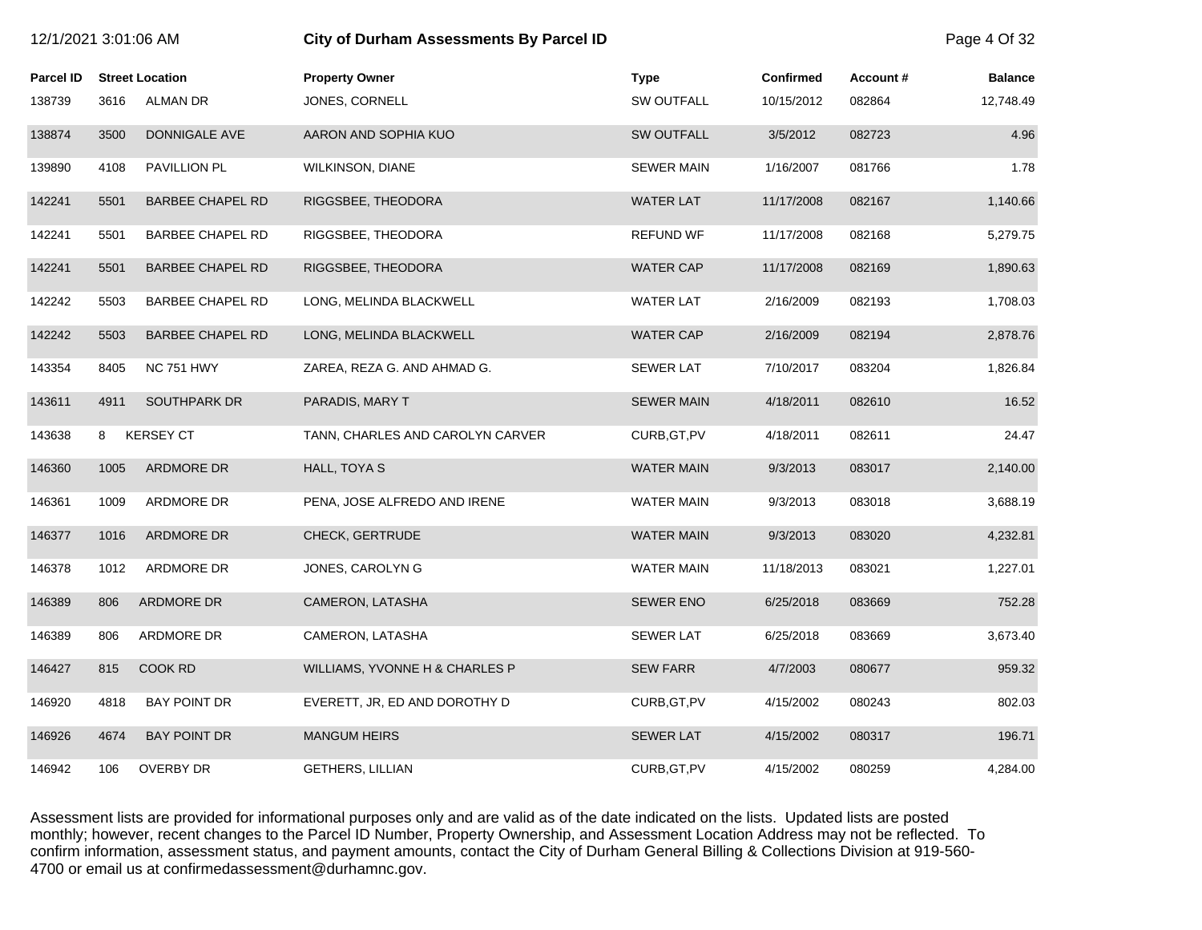| Parcel ID | Street Location | | Property Owner | Type | Confirmed | Account # | Balance |
|---|---|---|---|---|---|---|---|
| 138739 | 3616 | ALMAN DR | JONES, CORNELL | SW OUTFALL | 10/15/2012 | 082864 | 12,748.49 |
| 138874 | 3500 | DONNIGALE AVE | AARON AND SOPHIA KUO | SW OUTFALL | 3/5/2012 | 082723 | 4.96 |
| 139890 | 4108 | PAVILLION PL | WILKINSON, DIANE | SEWER MAIN | 1/16/2007 | 081766 | 1.78 |
| 142241 | 5501 | BARBEE CHAPEL RD | RIGGSBEE, THEODORA | WATER LAT | 11/17/2008 | 082167 | 1,140.66 |
| 142241 | 5501 | BARBEE CHAPEL RD | RIGGSBEE, THEODORA | REFUND WF | 11/17/2008 | 082168 | 5,279.75 |
| 142241 | 5501 | BARBEE CHAPEL RD | RIGGSBEE, THEODORA | WATER CAP | 11/17/2008 | 082169 | 1,890.63 |
| 142242 | 5503 | BARBEE CHAPEL RD | LONG, MELINDA BLACKWELL | WATER LAT | 2/16/2009 | 082193 | 1,708.03 |
| 142242 | 5503 | BARBEE CHAPEL RD | LONG, MELINDA BLACKWELL | WATER CAP | 2/16/2009 | 082194 | 2,878.76 |
| 143354 | 8405 | NC 751 HWY | ZAREA, REZA G. AND AHMAD G. | SEWER LAT | 7/10/2017 | 083204 | 1,826.84 |
| 143611 | 4911 | SOUTHPARK DR | PARADIS, MARY T | SEWER MAIN | 4/18/2011 | 082610 | 16.52 |
| 143638 | 8 | KERSEY CT | TANN, CHARLES AND CAROLYN CARVER | CURB,GT,PV | 4/18/2011 | 082611 | 24.47 |
| 146360 | 1005 | ARDMORE DR | HALL, TOYA S | WATER MAIN | 9/3/2013 | 083017 | 2,140.00 |
| 146361 | 1009 | ARDMORE DR | PENA, JOSE ALFREDO AND IRENE | WATER MAIN | 9/3/2013 | 083018 | 3,688.19 |
| 146377 | 1016 | ARDMORE DR | CHECK, GERTRUDE | WATER MAIN | 9/3/2013 | 083020 | 4,232.81 |
| 146378 | 1012 | ARDMORE DR | JONES, CAROLYN G | WATER MAIN | 11/18/2013 | 083021 | 1,227.01 |
| 146389 | 806 | ARDMORE DR | CAMERON, LATASHA | SEWER ENO | 6/25/2018 | 083669 | 752.28 |
| 146389 | 806 | ARDMORE DR | CAMERON, LATASHA | SEWER LAT | 6/25/2018 | 083669 | 3,673.40 |
| 146427 | 815 | COOK RD | WILLIAMS, YVONNE H & CHARLES P | SEW FARR | 4/7/2003 | 080677 | 959.32 |
| 146920 | 4818 | BAY POINT DR | EVERETT, JR, ED AND DOROTHY D | CURB,GT,PV | 4/15/2002 | 080243 | 802.03 |
| 146926 | 4674 | BAY POINT DR | MANGUM HEIRS | SEWER LAT | 4/15/2002 | 080317 | 196.71 |
| 146942 | 106 | OVERBY DR | GETHERS, LILLIAN | CURB,GT,PV | 4/15/2002 | 080259 | 4,284.00 |

Assessment lists are provided for informational purposes only and are valid as of the date indicated on the lists. Updated lists are posted monthly; however, recent changes to the Parcel ID Number, Property Ownership, and Assessment Location Address may not be reflected. To confirm information, assessment status, and payment amounts, contact the City of Durham General Billing & Collections Division at 919-560-4700 or email us at confirmedassessment@durhamnc.gov.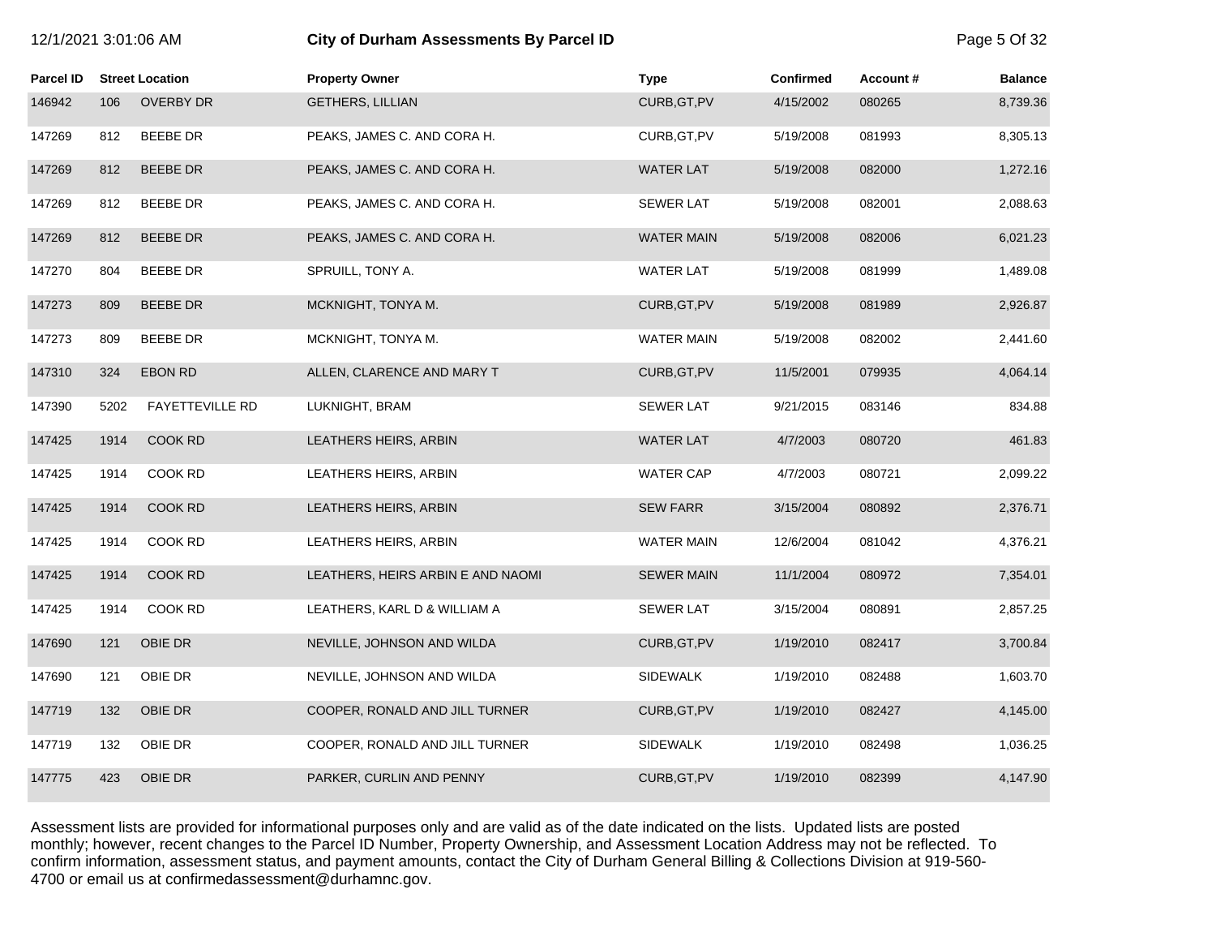| Parcel ID | Street Location | | Property Owner | Type | Confirmed | Account # | Balance |
|---|---|---|---|---|---|---|---|
| 146942 | 106 | OVERBY DR | GETHERS, LILLIAN | CURB,GT,PV | 4/15/2002 | 080265 | 8,739.36 |
| 147269 | 812 | BEEBE DR | PEAKS, JAMES C. AND CORA H. | CURB,GT,PV | 5/19/2008 | 081993 | 8,305.13 |
| 147269 | 812 | BEEBE DR | PEAKS, JAMES C. AND CORA H. | WATER LAT | 5/19/2008 | 082000 | 1,272.16 |
| 147269 | 812 | BEEBE DR | PEAKS, JAMES C. AND CORA H. | SEWER LAT | 5/19/2008 | 082001 | 2,088.63 |
| 147269 | 812 | BEEBE DR | PEAKS, JAMES C. AND CORA H. | WATER MAIN | 5/19/2008 | 082006 | 6,021.23 |
| 147270 | 804 | BEEBE DR | SPRUILL, TONY A. | WATER LAT | 5/19/2008 | 081999 | 1,489.08 |
| 147273 | 809 | BEEBE DR | MCKNIGHT, TONYA M. | CURB,GT,PV | 5/19/2008 | 081989 | 2,926.87 |
| 147273 | 809 | BEEBE DR | MCKNIGHT, TONYA M. | WATER MAIN | 5/19/2008 | 082002 | 2,441.60 |
| 147310 | 324 | EBON RD | ALLEN, CLARENCE AND MARY T | CURB,GT,PV | 11/5/2001 | 079935 | 4,064.14 |
| 147390 | 5202 | FAYETTEVILLE RD | LUKNIGHT, BRAM | SEWER LAT | 9/21/2015 | 083146 | 834.88 |
| 147425 | 1914 | COOK RD | LEATHERS HEIRS, ARBIN | WATER LAT | 4/7/2003 | 080720 | 461.83 |
| 147425 | 1914 | COOK RD | LEATHERS HEIRS, ARBIN | WATER CAP | 4/7/2003 | 080721 | 2,099.22 |
| 147425 | 1914 | COOK RD | LEATHERS HEIRS, ARBIN | SEW FARR | 3/15/2004 | 080892 | 2,376.71 |
| 147425 | 1914 | COOK RD | LEATHERS HEIRS, ARBIN | WATER MAIN | 12/6/2004 | 081042 | 4,376.21 |
| 147425 | 1914 | COOK RD | LEATHERS, HEIRS ARBIN E AND NAOMI | SEWER MAIN | 11/1/2004 | 080972 | 7,354.01 |
| 147425 | 1914 | COOK RD | LEATHERS, KARL D & WILLIAM A | SEWER LAT | 3/15/2004 | 080891 | 2,857.25 |
| 147690 | 121 | OBIE DR | NEVILLE, JOHNSON AND WILDA | CURB,GT,PV | 1/19/2010 | 082417 | 3,700.84 |
| 147690 | 121 | OBIE DR | NEVILLE, JOHNSON AND WILDA | SIDEWALK | 1/19/2010 | 082488 | 1,603.70 |
| 147719 | 132 | OBIE DR | COOPER, RONALD AND JILL TURNER | CURB,GT,PV | 1/19/2010 | 082427 | 4,145.00 |
| 147719 | 132 | OBIE DR | COOPER, RONALD AND JILL TURNER | SIDEWALK | 1/19/2010 | 082498 | 1,036.25 |
| 147775 | 423 | OBIE DR | PARKER, CURLIN AND PENNY | CURB,GT,PV | 1/19/2010 | 082399 | 4,147.90 |

Assessment lists are provided for informational purposes only and are valid as of the date indicated on the lists. Updated lists are posted monthly; however, recent changes to the Parcel ID Number, Property Ownership, and Assessment Location Address may not be reflected. To confirm information, assessment status, and payment amounts, contact the City of Durham General Billing & Collections Division at 919-560-4700 or email us at confirmedassessment@durhamnc.gov.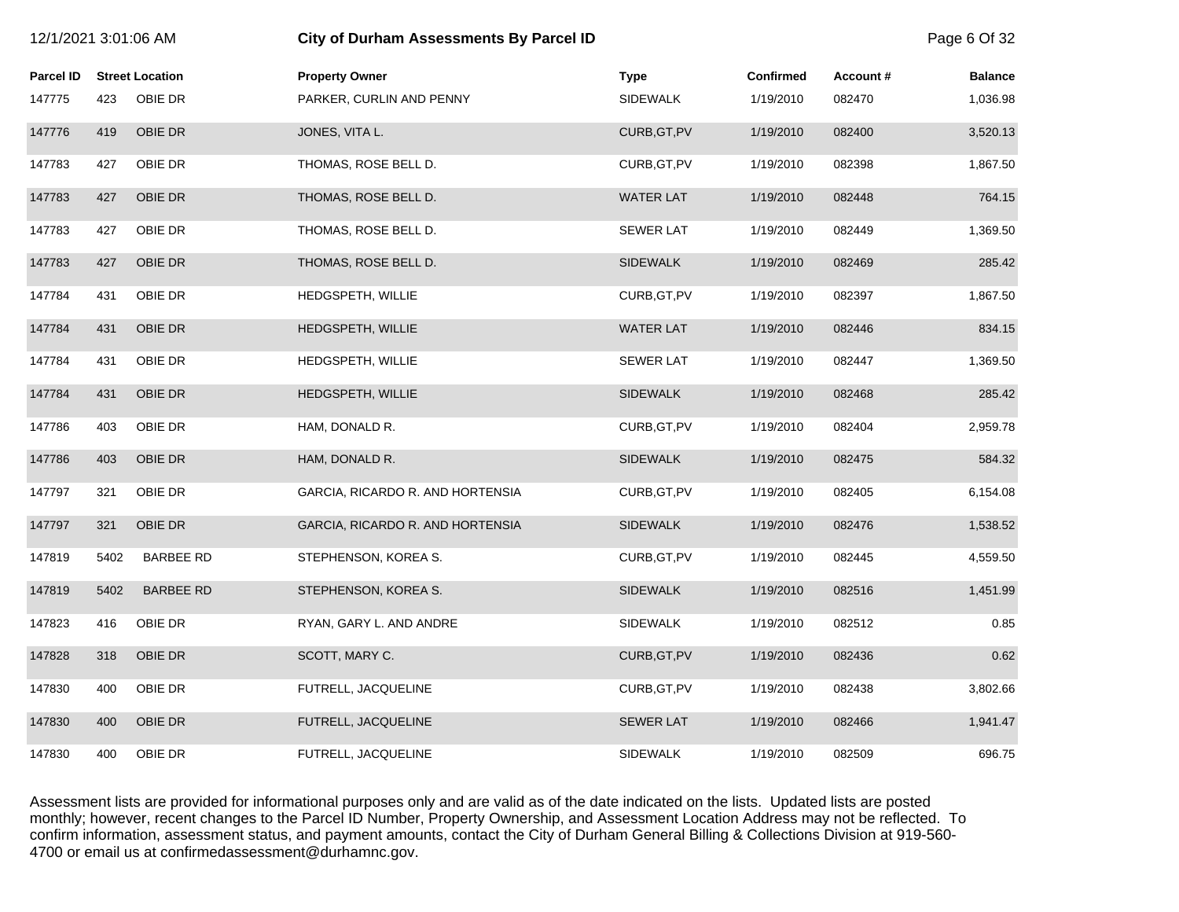| Parcel ID | Street Location | | Property Owner | Type | Confirmed | Account # | Balance |
|---|---|---|---|---|---|---|---|
| 147775 | 423 | OBIE DR | PARKER, CURLIN AND PENNY | SIDEWALK | 1/19/2010 | 082470 | 1,036.98 |
| 147776 | 419 | OBIE DR | JONES, VITA L. | CURB,GT,PV | 1/19/2010 | 082400 | 3,520.13 |
| 147783 | 427 | OBIE DR | THOMAS, ROSE BELL D. | CURB,GT,PV | 1/19/2010 | 082398 | 1,867.50 |
| 147783 | 427 | OBIE DR | THOMAS, ROSE BELL D. | WATER LAT | 1/19/2010 | 082448 | 764.15 |
| 147783 | 427 | OBIE DR | THOMAS, ROSE BELL D. | SEWER LAT | 1/19/2010 | 082449 | 1,369.50 |
| 147783 | 427 | OBIE DR | THOMAS, ROSE BELL D. | SIDEWALK | 1/19/2010 | 082469 | 285.42 |
| 147784 | 431 | OBIE DR | HEDGSPETH, WILLIE | CURB,GT,PV | 1/19/2010 | 082397 | 1,867.50 |
| 147784 | 431 | OBIE DR | HEDGSPETH, WILLIE | WATER LAT | 1/19/2010 | 082446 | 834.15 |
| 147784 | 431 | OBIE DR | HEDGSPETH, WILLIE | SEWER LAT | 1/19/2010 | 082447 | 1,369.50 |
| 147784 | 431 | OBIE DR | HEDGSPETH, WILLIE | SIDEWALK | 1/19/2010 | 082468 | 285.42 |
| 147786 | 403 | OBIE DR | HAM, DONALD R. | CURB,GT,PV | 1/19/2010 | 082404 | 2,959.78 |
| 147786 | 403 | OBIE DR | HAM, DONALD R. | SIDEWALK | 1/19/2010 | 082475 | 584.32 |
| 147797 | 321 | OBIE DR | GARCIA, RICARDO R. AND HORTENSIA | CURB,GT,PV | 1/19/2010 | 082405 | 6,154.08 |
| 147797 | 321 | OBIE DR | GARCIA, RICARDO R. AND HORTENSIA | SIDEWALK | 1/19/2010 | 082476 | 1,538.52 |
| 147819 | 5402 | BARBEE RD | STEPHENSON, KOREA S. | CURB,GT,PV | 1/19/2010 | 082445 | 4,559.50 |
| 147819 | 5402 | BARBEE RD | STEPHENSON, KOREA S. | SIDEWALK | 1/19/2010 | 082516 | 1,451.99 |
| 147823 | 416 | OBIE DR | RYAN, GARY L. AND ANDRE | SIDEWALK | 1/19/2010 | 082512 | 0.85 |
| 147828 | 318 | OBIE DR | SCOTT, MARY C. | CURB,GT,PV | 1/19/2010 | 082436 | 0.62 |
| 147830 | 400 | OBIE DR | FUTRELL, JACQUELINE | CURB,GT,PV | 1/19/2010 | 082438 | 3,802.66 |
| 147830 | 400 | OBIE DR | FUTRELL, JACQUELINE | SEWER LAT | 1/19/2010 | 082466 | 1,941.47 |
| 147830 | 400 | OBIE DR | FUTRELL, JACQUELINE | SIDEWALK | 1/19/2010 | 082509 | 696.75 |

Assessment lists are provided for informational purposes only and are valid as of the date indicated on the lists. Updated lists are posted monthly; however, recent changes to the Parcel ID Number, Property Ownership, and Assessment Location Address may not be reflected. To confirm information, assessment status, and payment amounts, contact the City of Durham General Billing & Collections Division at 919-560-4700 or email us at confirmedassessment@durhamnc.gov.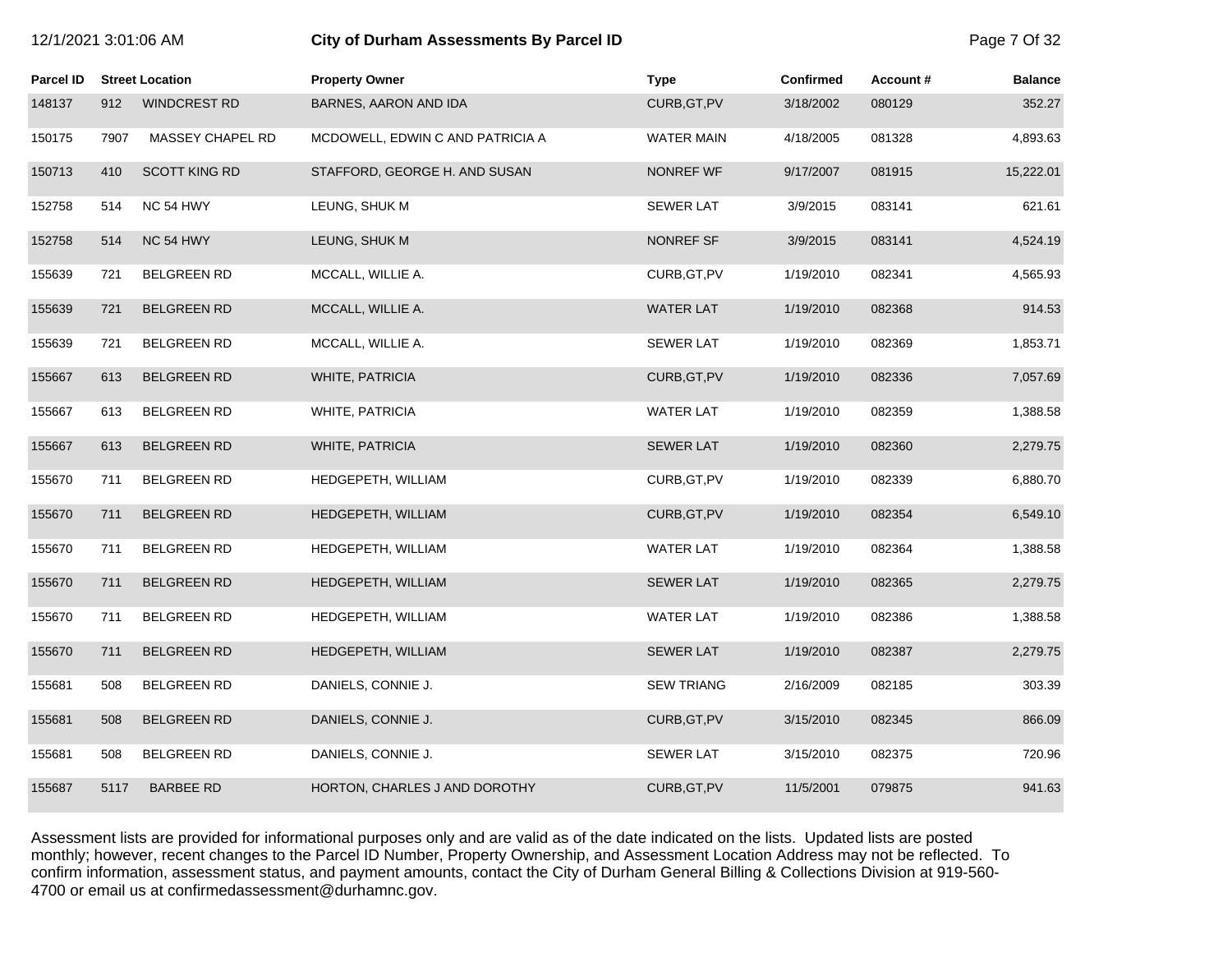# City of Durham Assessments By Parcel ID

12/1/2021 3:01:06 AM

| Parcel ID | Street Location | | Property Owner | Type | Confirmed | Account # | Balance |
|---|---|---|---|---|---|---|---|
| 148137 | 912 | WINDCREST RD | BARNES, AARON AND IDA | CURB,GT,PV | 3/18/2002 | 080129 | 352.27 |
| 150175 | 7907 | MASSEY CHAPEL RD | MCDOWELL, EDWIN C AND PATRICIA A | WATER MAIN | 4/18/2005 | 081328 | 4,893.63 |
| 150713 | 410 | SCOTT KING RD | STAFFORD, GEORGE H. AND SUSAN | NONREF WF | 9/17/2007 | 081915 | 15,222.01 |
| 152758 | 514 | NC 54 HWY | LEUNG, SHUK M | SEWER LAT | 3/9/2015 | 083141 | 621.61 |
| 152758 | 514 | NC 54 HWY | LEUNG, SHUK M | NONREF SF | 3/9/2015 | 083141 | 4,524.19 |
| 155639 | 721 | BELGREEN RD | MCCALL, WILLIE A. | CURB,GT,PV | 1/19/2010 | 082341 | 4,565.93 |
| 155639 | 721 | BELGREEN RD | MCCALL, WILLIE A. | WATER LAT | 1/19/2010 | 082368 | 914.53 |
| 155639 | 721 | BELGREEN RD | MCCALL, WILLIE A. | SEWER LAT | 1/19/2010 | 082369 | 1,853.71 |
| 155667 | 613 | BELGREEN RD | WHITE, PATRICIA | CURB,GT,PV | 1/19/2010 | 082336 | 7,057.69 |
| 155667 | 613 | BELGREEN RD | WHITE, PATRICIA | WATER LAT | 1/19/2010 | 082359 | 1,388.58 |
| 155667 | 613 | BELGREEN RD | WHITE, PATRICIA | SEWER LAT | 1/19/2010 | 082360 | 2,279.75 |
| 155670 | 711 | BELGREEN RD | HEDGEPETH, WILLIAM | CURB,GT,PV | 1/19/2010 | 082339 | 6,880.70 |
| 155670 | 711 | BELGREEN RD | HEDGEPETH, WILLIAM | CURB,GT,PV | 1/19/2010 | 082354 | 6,549.10 |
| 155670 | 711 | BELGREEN RD | HEDGEPETH, WILLIAM | WATER LAT | 1/19/2010 | 082364 | 1,388.58 |
| 155670 | 711 | BELGREEN RD | HEDGEPETH, WILLIAM | SEWER LAT | 1/19/2010 | 082365 | 2,279.75 |
| 155670 | 711 | BELGREEN RD | HEDGEPETH, WILLIAM | WATER LAT | 1/19/2010 | 082386 | 1,388.58 |
| 155670 | 711 | BELGREEN RD | HEDGEPETH, WILLIAM | SEWER LAT | 1/19/2010 | 082387 | 2,279.75 |
| 155681 | 508 | BELGREEN RD | DANIELS, CONNIE J. | SEW TRIANG | 2/16/2009 | 082185 | 303.39 |
| 155681 | 508 | BELGREEN RD | DANIELS, CONNIE J. | CURB,GT,PV | 3/15/2010 | 082345 | 866.09 |
| 155681 | 508 | BELGREEN RD | DANIELS, CONNIE J. | SEWER LAT | 3/15/2010 | 082375 | 720.96 |
| 155687 | 5117 | BARBEE RD | HORTON, CHARLES J AND DOROTHY | CURB,GT,PV | 11/5/2001 | 079875 | 941.63 |

Assessment lists are provided for informational purposes only and are valid as of the date indicated on the lists. Updated lists are posted monthly; however, recent changes to the Parcel ID Number, Property Ownership, and Assessment Location Address may not be reflected. To confirm information, assessment status, and payment amounts, contact the City of Durham General Billing & Collections Division at 919-560-4700 or email us at confirmedassessment@durhamnc.gov.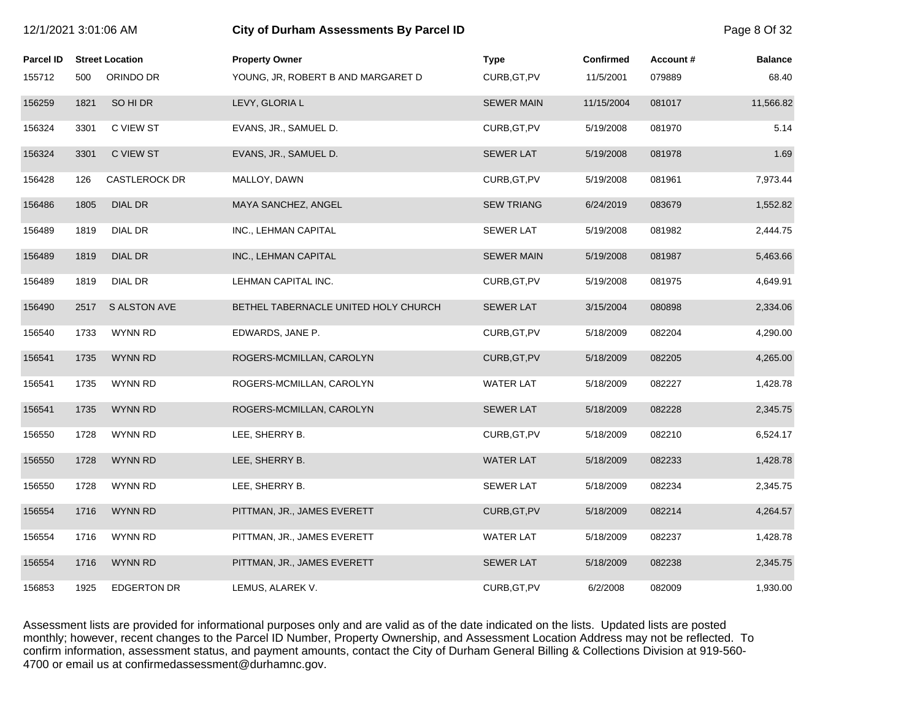# City of Durham Assessments By Parcel ID

| Parcel ID | Street Location | | Property Owner | Type | Confirmed | Account # | Balance |
|---|---|---|---|---|---|---|---|
| 155712 | 500 | ORINDO DR | YOUNG, JR, ROBERT B AND MARGARET D | CURB,GT,PV | 11/5/2001 | 079889 | 68.40 |
| 156259 | 1821 | SO HI DR | LEVY, GLORIA L | SEWER MAIN | 11/15/2004 | 081017 | 11,566.82 |
| 156324 | 3301 | C VIEW ST | EVANS, JR., SAMUEL D. | CURB,GT,PV | 5/19/2008 | 081970 | 5.14 |
| 156324 | 3301 | C VIEW ST | EVANS, JR., SAMUEL D. | SEWER LAT | 5/19/2008 | 081978 | 1.69 |
| 156428 | 126 | CASTLEROCK DR | MALLOY, DAWN | CURB,GT,PV | 5/19/2008 | 081961 | 7,973.44 |
| 156486 | 1805 | DIAL DR | MAYA SANCHEZ, ANGEL | SEW TRIANG | 6/24/2019 | 083679 | 1,552.82 |
| 156489 | 1819 | DIAL DR | INC., LEHMAN CAPITAL | SEWER LAT | 5/19/2008 | 081982 | 2,444.75 |
| 156489 | 1819 | DIAL DR | INC., LEHMAN CAPITAL | SEWER MAIN | 5/19/2008 | 081987 | 5,463.66 |
| 156489 | 1819 | DIAL DR | LEHMAN CAPITAL INC. | CURB,GT,PV | 5/19/2008 | 081975 | 4,649.91 |
| 156490 | 2517 | S ALSTON AVE | BETHEL TABERNACLE UNITED HOLY CHURCH | SEWER LAT | 3/15/2004 | 080898 | 2,334.06 |
| 156540 | 1733 | WYNN RD | EDWARDS, JANE P. | CURB,GT,PV | 5/18/2009 | 082204 | 4,290.00 |
| 156541 | 1735 | WYNN RD | ROGERS-MCMILLAN, CAROLYN | CURB,GT,PV | 5/18/2009 | 082205 | 4,265.00 |
| 156541 | 1735 | WYNN RD | ROGERS-MCMILLAN, CAROLYN | WATER LAT | 5/18/2009 | 082227 | 1,428.78 |
| 156541 | 1735 | WYNN RD | ROGERS-MCMILLAN, CAROLYN | SEWER LAT | 5/18/2009 | 082228 | 2,345.75 |
| 156550 | 1728 | WYNN RD | LEE, SHERRY B. | CURB,GT,PV | 5/18/2009 | 082210 | 6,524.17 |
| 156550 | 1728 | WYNN RD | LEE, SHERRY B. | WATER LAT | 5/18/2009 | 082233 | 1,428.78 |
| 156550 | 1728 | WYNN RD | LEE, SHERRY B. | SEWER LAT | 5/18/2009 | 082234 | 2,345.75 |
| 156554 | 1716 | WYNN RD | PITTMAN, JR., JAMES EVERETT | CURB,GT,PV | 5/18/2009 | 082214 | 4,264.57 |
| 156554 | 1716 | WYNN RD | PITTMAN, JR., JAMES EVERETT | WATER LAT | 5/18/2009 | 082237 | 1,428.78 |
| 156554 | 1716 | WYNN RD | PITTMAN, JR., JAMES EVERETT | SEWER LAT | 5/18/2009 | 082238 | 2,345.75 |
| 156853 | 1925 | EDGERTON DR | LEMUS, ALAREK V. | CURB,GT,PV | 6/2/2008 | 082009 | 1,930.00 |

Assessment lists are provided for informational purposes only and are valid as of the date indicated on the lists. Updated lists are posted monthly; however, recent changes to the Parcel ID Number, Property Ownership, and Assessment Location Address may not be reflected. To confirm information, assessment status, and payment amounts, contact the City of Durham General Billing & Collections Division at 919-560-4700 or email us at confirmedassessment@durhamnc.gov.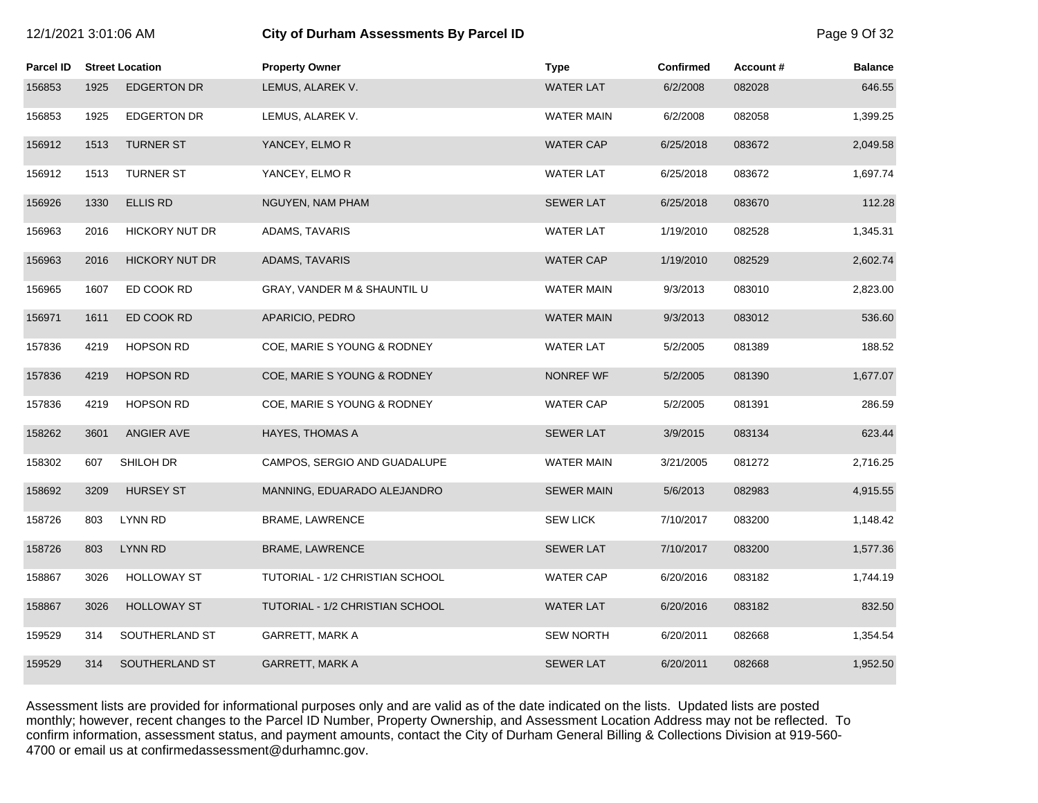| Parcel ID | Street Location | | Property Owner | Type | Confirmed | Account # | Balance |
|---|---|---|---|---|---|---|---|
| 156853 | 1925 | EDGERTON DR | LEMUS, ALAREK V. | WATER LAT | 6/2/2008 | 082028 | 646.55 |
| 156853 | 1925 | EDGERTON DR | LEMUS, ALAREK V. | WATER MAIN | 6/2/2008 | 082058 | 1,399.25 |
| 156912 | 1513 | TURNER ST | YANCEY, ELMO R | WATER CAP | 6/25/2018 | 083672 | 2,049.58 |
| 156912 | 1513 | TURNER ST | YANCEY, ELMO R | WATER LAT | 6/25/2018 | 083672 | 1,697.74 |
| 156926 | 1330 | ELLIS RD | NGUYEN, NAM PHAM | SEWER LAT | 6/25/2018 | 083670 | 112.28 |
| 156963 | 2016 | HICKORY NUT DR | ADAMS, TAVARIS | WATER LAT | 1/19/2010 | 082528 | 1,345.31 |
| 156963 | 2016 | HICKORY NUT DR | ADAMS, TAVARIS | WATER CAP | 1/19/2010 | 082529 | 2,602.74 |
| 156965 | 1607 | ED COOK RD | GRAY, VANDER M & SHAUNTIL U | WATER MAIN | 9/3/2013 | 083010 | 2,823.00 |
| 156971 | 1611 | ED COOK RD | APARICIO, PEDRO | WATER MAIN | 9/3/2013 | 083012 | 536.60 |
| 157836 | 4219 | HOPSON RD | COE, MARIE S YOUNG & RODNEY | WATER LAT | 5/2/2005 | 081389 | 188.52 |
| 157836 | 4219 | HOPSON RD | COE, MARIE S YOUNG & RODNEY | NONREF WF | 5/2/2005 | 081390 | 1,677.07 |
| 157836 | 4219 | HOPSON RD | COE, MARIE S YOUNG & RODNEY | WATER CAP | 5/2/2005 | 081391 | 286.59 |
| 158262 | 3601 | ANGIER AVE | HAYES, THOMAS A | SEWER LAT | 3/9/2015 | 083134 | 623.44 |
| 158302 | 607 | SHILOH DR | CAMPOS, SERGIO AND GUADALUPE | WATER MAIN | 3/21/2005 | 081272 | 2,716.25 |
| 158692 | 3209 | HURSEY ST | MANNING, EDUARADO ALEJANDRO | SEWER MAIN | 5/6/2013 | 082983 | 4,915.55 |
| 158726 | 803 | LYNN RD | BRAME, LAWRENCE | SEW LICK | 7/10/2017 | 083200 | 1,148.42 |
| 158726 | 803 | LYNN RD | BRAME, LAWRENCE | SEWER LAT | 7/10/2017 | 083200 | 1,577.36 |
| 158867 | 3026 | HOLLOWAY ST | TUTORIAL - 1/2 CHRISTIAN SCHOOL | WATER CAP | 6/20/2016 | 083182 | 1,744.19 |
| 158867 | 3026 | HOLLOWAY ST | TUTORIAL - 1/2 CHRISTIAN SCHOOL | WATER LAT | 6/20/2016 | 083182 | 832.50 |
| 159529 | 314 | SOUTHERLAND ST | GARRETT, MARK A | SEW NORTH | 6/20/2011 | 082668 | 1,354.54 |
| 159529 | 314 | SOUTHERLAND ST | GARRETT, MARK A | SEWER LAT | 6/20/2011 | 082668 | 1,952.50 |

Assessment lists are provided for informational purposes only and are valid as of the date indicated on the lists. Updated lists are posted monthly; however, recent changes to the Parcel ID Number, Property Ownership, and Assessment Location Address may not be reflected. To confirm information, assessment status, and payment amounts, contact the City of Durham General Billing & Collections Division at 919-560-4700 or email us at confirmedassessment@durhamnc.gov.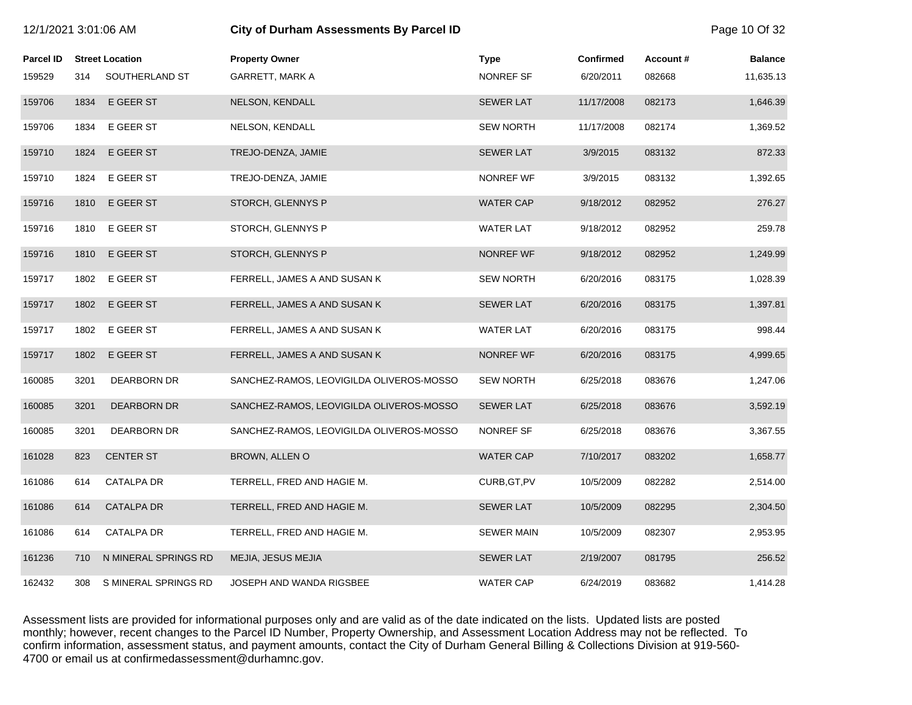# City of Durham Assessments By Parcel ID

| Parcel ID | Street Location | | Property Owner | Type | Confirmed | Account # | Balance |
|---|---|---|---|---|---|---|---|
| 159529 | 314 | SOUTHERLAND ST | GARRETT, MARK A | NONREF SF | 6/20/2011 | 082668 | 11,635.13 |
| 159706 | 1834 | E GEER ST | NELSON, KENDALL | SEWER LAT | 11/17/2008 | 082173 | 1,646.39 |
| 159706 | 1834 | E GEER ST | NELSON, KENDALL | SEW NORTH | 11/17/2008 | 082174 | 1,369.52 |
| 159710 | 1824 | E GEER ST | TREJO-DENZA, JAMIE | SEWER LAT | 3/9/2015 | 083132 | 872.33 |
| 159710 | 1824 | E GEER ST | TREJO-DENZA, JAMIE | NONREF WF | 3/9/2015 | 083132 | 1,392.65 |
| 159716 | 1810 | E GEER ST | STORCH, GLENNYS P | WATER CAP | 9/18/2012 | 082952 | 276.27 |
| 159716 | 1810 | E GEER ST | STORCH, GLENNYS P | WATER LAT | 9/18/2012 | 082952 | 259.78 |
| 159716 | 1810 | E GEER ST | STORCH, GLENNYS P | NONREF WF | 9/18/2012 | 082952 | 1,249.99 |
| 159717 | 1802 | E GEER ST | FERRELL, JAMES A AND SUSAN K | SEW NORTH | 6/20/2016 | 083175 | 1,028.39 |
| 159717 | 1802 | E GEER ST | FERRELL, JAMES A AND SUSAN K | SEWER LAT | 6/20/2016 | 083175 | 1,397.81 |
| 159717 | 1802 | E GEER ST | FERRELL, JAMES A AND SUSAN K | WATER LAT | 6/20/2016 | 083175 | 998.44 |
| 159717 | 1802 | E GEER ST | FERRELL, JAMES A AND SUSAN K | NONREF WF | 6/20/2016 | 083175 | 4,999.65 |
| 160085 | 3201 | DEARBORN DR | SANCHEZ-RAMOS, LEOVIGILDA OLIVEROS-MOSSO | SEW NORTH | 6/25/2018 | 083676 | 1,247.06 |
| 160085 | 3201 | DEARBORN DR | SANCHEZ-RAMOS, LEOVIGILDA OLIVEROS-MOSSO | SEWER LAT | 6/25/2018 | 083676 | 3,592.19 |
| 160085 | 3201 | DEARBORN DR | SANCHEZ-RAMOS, LEOVIGILDA OLIVEROS-MOSSO | NONREF SF | 6/25/2018 | 083676 | 3,367.55 |
| 161028 | 823 | CENTER ST | BROWN, ALLEN O | WATER CAP | 7/10/2017 | 083202 | 1,658.77 |
| 161086 | 614 | CATALPA DR | TERRELL, FRED AND HAGIE M. | CURB,GT,PV | 10/5/2009 | 082282 | 2,514.00 |
| 161086 | 614 | CATALPA DR | TERRELL, FRED AND HAGIE M. | SEWER LAT | 10/5/2009 | 082295 | 2,304.50 |
| 161086 | 614 | CATALPA DR | TERRELL, FRED AND HAGIE M. | SEWER MAIN | 10/5/2009 | 082307 | 2,953.95 |
| 161236 | 710 | N MINERAL SPRINGS RD | MEJIA, JESUS MEJIA | SEWER LAT | 2/19/2007 | 081795 | 256.52 |
| 162432 | 308 | S MINERAL SPRINGS RD | JOSEPH AND WANDA RIGSBEE | WATER CAP | 6/24/2019 | 083682 | 1,414.28 |

Assessment lists are provided for informational purposes only and are valid as of the date indicated on the lists. Updated lists are posted monthly; however, recent changes to the Parcel ID Number, Property Ownership, and Assessment Location Address may not be reflected. To confirm information, assessment status, and payment amounts, contact the City of Durham General Billing & Collections Division at 919-560-4700 or email us at confirmedassessment@durhamnc.gov.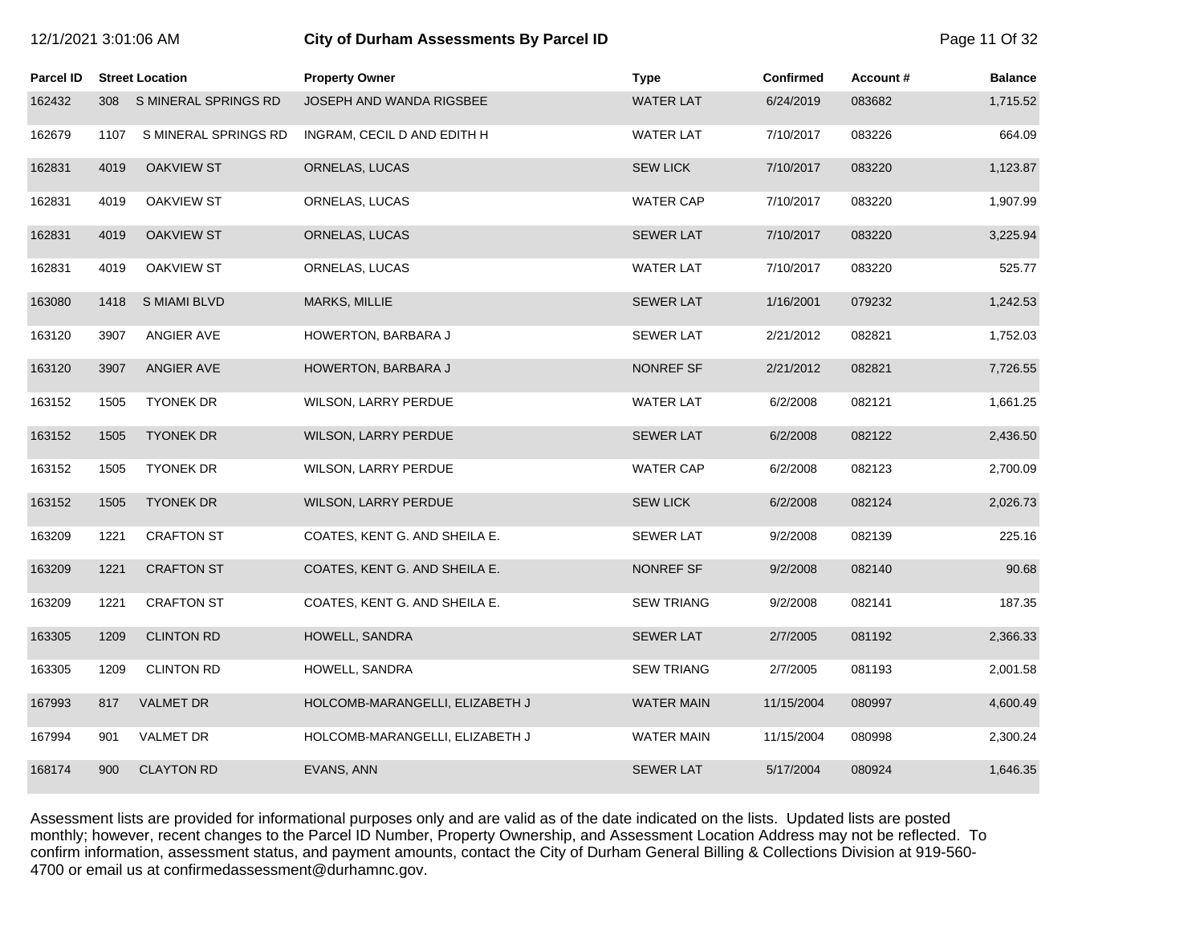# City of Durham Assessments By Parcel ID

| Parcel ID | Street Location | | Property Owner | Type | Confirmed | Account # | Balance |
|---|---|---|---|---|---|---|---|
| 162432 | 308 | S MINERAL SPRINGS RD | JOSEPH AND WANDA RIGSBEE | WATER LAT | 6/24/2019 | 083682 | 1,715.52 |
| 162679 | 1107 | S MINERAL SPRINGS RD | INGRAM, CECIL D AND EDITH H | WATER LAT | 7/10/2017 | 083226 | 664.09 |
| 162831 | 4019 | OAKVIEW ST | ORNELAS, LUCAS | SEW LICK | 7/10/2017 | 083220 | 1,123.87 |
| 162831 | 4019 | OAKVIEW ST | ORNELAS, LUCAS | WATER CAP | 7/10/2017 | 083220 | 1,907.99 |
| 162831 | 4019 | OAKVIEW ST | ORNELAS, LUCAS | SEWER LAT | 7/10/2017 | 083220 | 3,225.94 |
| 162831 | 4019 | OAKVIEW ST | ORNELAS, LUCAS | WATER LAT | 7/10/2017 | 083220 | 525.77 |
| 163080 | 1418 | S MIAMI BLVD | MARKS, MILLIE | SEWER LAT | 1/16/2001 | 079232 | 1,242.53 |
| 163120 | 3907 | ANGIER AVE | HOWERTON, BARBARA J | SEWER LAT | 2/21/2012 | 082821 | 1,752.03 |
| 163120 | 3907 | ANGIER AVE | HOWERTON, BARBARA J | NONREF SF | 2/21/2012 | 082821 | 7,726.55 |
| 163152 | 1505 | TYONEK DR | WILSON, LARRY PERDUE | WATER LAT | 6/2/2008 | 082121 | 1,661.25 |
| 163152 | 1505 | TYONEK DR | WILSON, LARRY PERDUE | SEWER LAT | 6/2/2008 | 082122 | 2,436.50 |
| 163152 | 1505 | TYONEK DR | WILSON, LARRY PERDUE | WATER CAP | 6/2/2008 | 082123 | 2,700.09 |
| 163152 | 1505 | TYONEK DR | WILSON, LARRY PERDUE | SEW LICK | 6/2/2008 | 082124 | 2,026.73 |
| 163209 | 1221 | CRAFTON ST | COATES, KENT G. AND SHEILA E. | SEWER LAT | 9/2/2008 | 082139 | 225.16 |
| 163209 | 1221 | CRAFTON ST | COATES, KENT G. AND SHEILA E. | NONREF SF | 9/2/2008 | 082140 | 90.68 |
| 163209 | 1221 | CRAFTON ST | COATES, KENT G. AND SHEILA E. | SEW TRIANG | 9/2/2008 | 082141 | 187.35 |
| 163305 | 1209 | CLINTON RD | HOWELL, SANDRA | SEWER LAT | 2/7/2005 | 081192 | 2,366.33 |
| 163305 | 1209 | CLINTON RD | HOWELL, SANDRA | SEW TRIANG | 2/7/2005 | 081193 | 2,001.58 |
| 167993 | 817 | VALMET DR | HOLCOMB-MARANGELLI, ELIZABETH J | WATER MAIN | 11/15/2004 | 080997 | 4,600.49 |
| 167994 | 901 | VALMET DR | HOLCOMB-MARANGELLI, ELIZABETH J | WATER MAIN | 11/15/2004 | 080998 | 2,300.24 |
| 168174 | 900 | CLAYTON RD | EVANS, ANN | SEWER LAT | 5/17/2004 | 080924 | 1,646.35 |

Assessment lists are provided for informational purposes only and are valid as of the date indicated on the lists. Updated lists are posted monthly; however, recent changes to the Parcel ID Number, Property Ownership, and Assessment Location Address may not be reflected. To confirm information, assessment status, and payment amounts, contact the City of Durham General Billing & Collections Division at 919-560-4700 or email us at confirmedassessment@durhamnc.gov.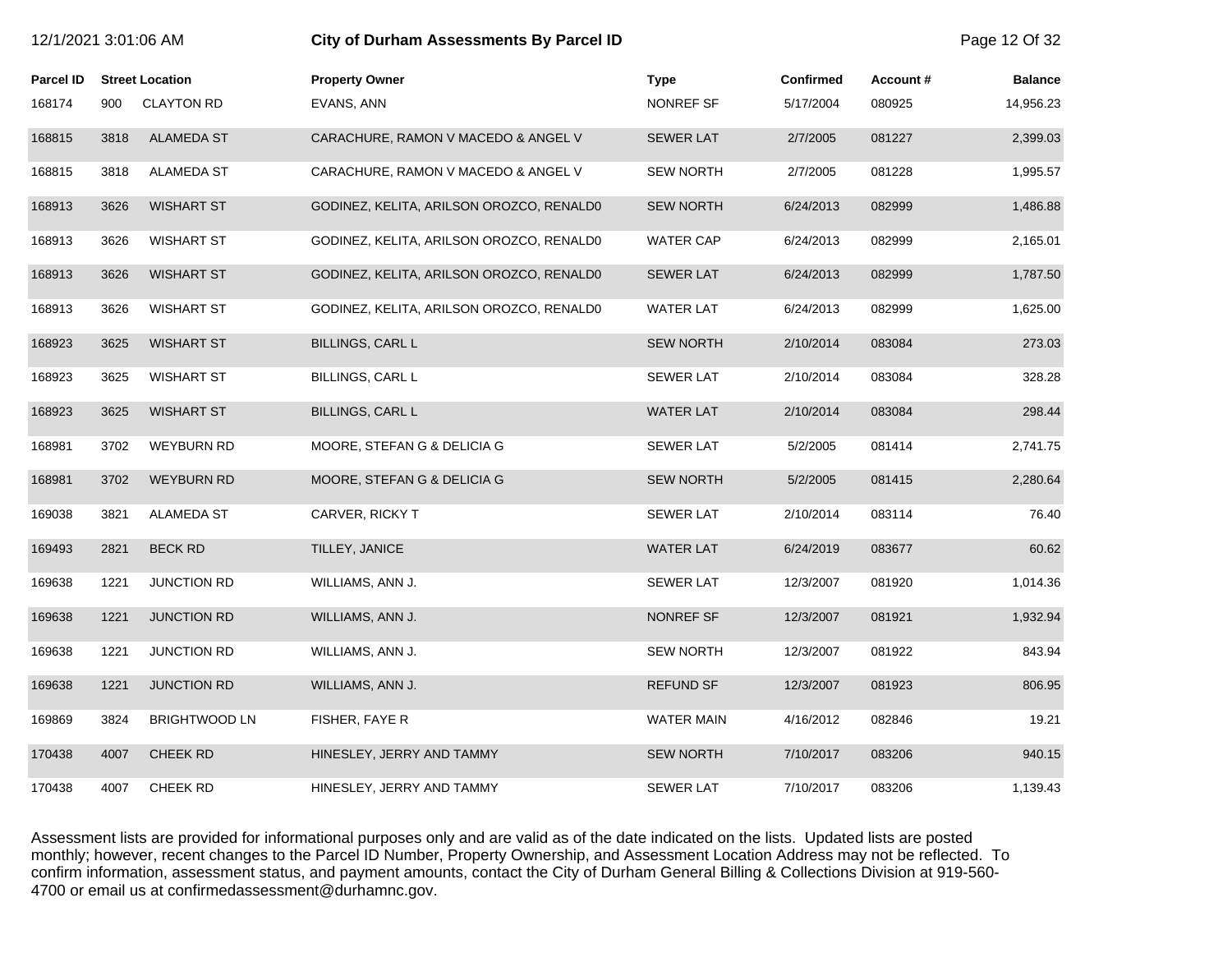# City of Durham Assessments By Parcel ID

12/1/2021 3:01:06 AM

| Parcel ID | Street Location | | Property Owner | Type | Confirmed | Account # | Balance |
|---|---|---|---|---|---|---|---|
| 168174 | 900 | CLAYTON RD | EVANS, ANN | NONREF SF | 5/17/2004 | 080925 | 14,956.23 |
| 168815 | 3818 | ALAMEDA ST | CARACHURE, RAMON V MACEDO & ANGEL V | SEWER LAT | 2/7/2005 | 081227 | 2,399.03 |
| 168815 | 3818 | ALAMEDA ST | CARACHURE, RAMON V MACEDO & ANGEL V | SEW NORTH | 2/7/2005 | 081228 | 1,995.57 |
| 168913 | 3626 | WISHART ST | GODINEZ, KELITA, ARILSON OROZCO, RENALD0 | SEW NORTH | 6/24/2013 | 082999 | 1,486.88 |
| 168913 | 3626 | WISHART ST | GODINEZ, KELITA, ARILSON OROZCO, RENALD0 | WATER CAP | 6/24/2013 | 082999 | 2,165.01 |
| 168913 | 3626 | WISHART ST | GODINEZ, KELITA, ARILSON OROZCO, RENALD0 | SEWER LAT | 6/24/2013 | 082999 | 1,787.50 |
| 168913 | 3626 | WISHART ST | GODINEZ, KELITA, ARILSON OROZCO, RENALD0 | WATER LAT | 6/24/2013 | 082999 | 1,625.00 |
| 168923 | 3625 | WISHART ST | BILLINGS, CARL L | SEW NORTH | 2/10/2014 | 083084 | 273.03 |
| 168923 | 3625 | WISHART ST | BILLINGS, CARL L | SEWER LAT | 2/10/2014 | 083084 | 328.28 |
| 168923 | 3625 | WISHART ST | BILLINGS, CARL L | WATER LAT | 2/10/2014 | 083084 | 298.44 |
| 168981 | 3702 | WEYBURN RD | MOORE, STEFAN G & DELICIA G | SEWER LAT | 5/2/2005 | 081414 | 2,741.75 |
| 168981 | 3702 | WEYBURN RD | MOORE, STEFAN G & DELICIA G | SEW NORTH | 5/2/2005 | 081415 | 2,280.64 |
| 169038 | 3821 | ALAMEDA ST | CARVER, RICKY T | SEWER LAT | 2/10/2014 | 083114 | 76.40 |
| 169493 | 2821 | BECK RD | TILLEY, JANICE | WATER LAT | 6/24/2019 | 083677 | 60.62 |
| 169638 | 1221 | JUNCTION RD | WILLIAMS, ANN J. | SEWER LAT | 12/3/2007 | 081920 | 1,014.36 |
| 169638 | 1221 | JUNCTION RD | WILLIAMS, ANN J. | NONREF SF | 12/3/2007 | 081921 | 1,932.94 |
| 169638 | 1221 | JUNCTION RD | WILLIAMS, ANN J. | SEW NORTH | 12/3/2007 | 081922 | 843.94 |
| 169638 | 1221 | JUNCTION RD | WILLIAMS, ANN J. | REFUND SF | 12/3/2007 | 081923 | 806.95 |
| 169869 | 3824 | BRIGHTWOOD LN | FISHER, FAYE R | WATER MAIN | 4/16/2012 | 082846 | 19.21 |
| 170438 | 4007 | CHEEK RD | HINESLEY, JERRY AND TAMMY | SEW NORTH | 7/10/2017 | 083206 | 940.15 |
| 170438 | 4007 | CHEEK RD | HINESLEY, JERRY AND TAMMY | SEWER LAT | 7/10/2017 | 083206 | 1,139.43 |

Assessment lists are provided for informational purposes only and are valid as of the date indicated on the lists. Updated lists are posted monthly; however, recent changes to the Parcel ID Number, Property Ownership, and Assessment Location Address may not be reflected. To confirm information, assessment status, and payment amounts, contact the City of Durham General Billing & Collections Division at 919-560-4700 or email us at confirmedassessment@durhamnc.gov.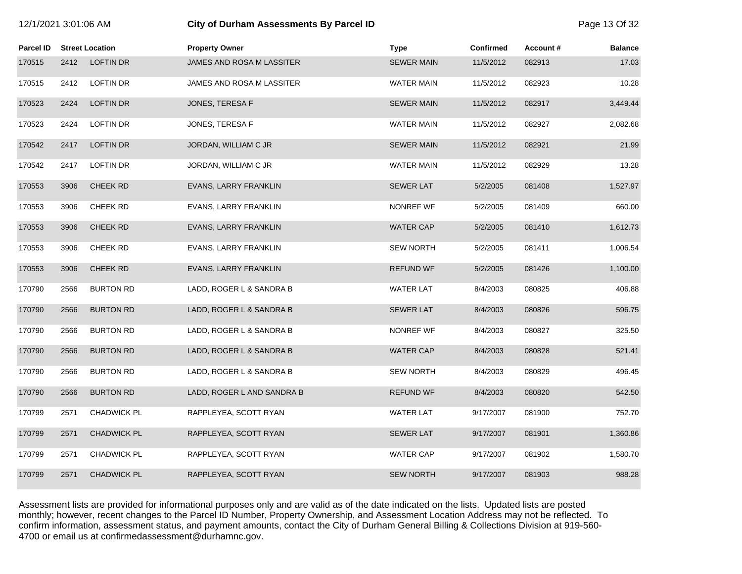# City of Durham Assessments By Parcel ID

12/1/2021 3:01:06 AM

| Parcel ID | Street Location | | Property Owner | Type | Confirmed | Account # | Balance |
|---|---|---|---|---|---|---|---|
| 170515 | 2412 | LOFTIN DR | JAMES AND ROSA M LASSITER | SEWER MAIN | 11/5/2012 | 082913 | 17.03 |
| 170515 | 2412 | LOFTIN DR | JAMES AND ROSA M LASSITER | WATER MAIN | 11/5/2012 | 082923 | 10.28 |
| 170523 | 2424 | LOFTIN DR | JONES, TERESA F | SEWER MAIN | 11/5/2012 | 082917 | 3,449.44 |
| 170523 | 2424 | LOFTIN DR | JONES, TERESA F | WATER MAIN | 11/5/2012 | 082927 | 2,082.68 |
| 170542 | 2417 | LOFTIN DR | JORDAN, WILLIAM C JR | SEWER MAIN | 11/5/2012 | 082921 | 21.99 |
| 170542 | 2417 | LOFTIN DR | JORDAN, WILLIAM C JR | WATER MAIN | 11/5/2012 | 082929 | 13.28 |
| 170553 | 3906 | CHEEK RD | EVANS, LARRY FRANKLIN | SEWER LAT | 5/2/2005 | 081408 | 1,527.97 |
| 170553 | 3906 | CHEEK RD | EVANS, LARRY FRANKLIN | NONREF WF | 5/2/2005 | 081409 | 660.00 |
| 170553 | 3906 | CHEEK RD | EVANS, LARRY FRANKLIN | WATER CAP | 5/2/2005 | 081410 | 1,612.73 |
| 170553 | 3906 | CHEEK RD | EVANS, LARRY FRANKLIN | SEW NORTH | 5/2/2005 | 081411 | 1,006.54 |
| 170553 | 3906 | CHEEK RD | EVANS, LARRY FRANKLIN | REFUND WF | 5/2/2005 | 081426 | 1,100.00 |
| 170790 | 2566 | BURTON RD | LADD, ROGER L & SANDRA B | WATER LAT | 8/4/2003 | 080825 | 406.88 |
| 170790 | 2566 | BURTON RD | LADD, ROGER L & SANDRA B | SEWER LAT | 8/4/2003 | 080826 | 596.75 |
| 170790 | 2566 | BURTON RD | LADD, ROGER L & SANDRA B | NONREF WF | 8/4/2003 | 080827 | 325.50 |
| 170790 | 2566 | BURTON RD | LADD, ROGER L & SANDRA B | WATER CAP | 8/4/2003 | 080828 | 521.41 |
| 170790 | 2566 | BURTON RD | LADD, ROGER L & SANDRA B | SEW NORTH | 8/4/2003 | 080829 | 496.45 |
| 170790 | 2566 | BURTON RD | LADD, ROGER L AND SANDRA B | REFUND WF | 8/4/2003 | 080820 | 542.50 |
| 170799 | 2571 | CHADWICK PL | RAPPLEYEA, SCOTT RYAN | WATER LAT | 9/17/2007 | 081900 | 752.70 |
| 170799 | 2571 | CHADWICK PL | RAPPLEYEA, SCOTT RYAN | SEWER LAT | 9/17/2007 | 081901 | 1,360.86 |
| 170799 | 2571 | CHADWICK PL | RAPPLEYEA, SCOTT RYAN | WATER CAP | 9/17/2007 | 081902 | 1,580.70 |
| 170799 | 2571 | CHADWICK PL | RAPPLEYEA, SCOTT RYAN | SEW NORTH | 9/17/2007 | 081903 | 988.28 |

Assessment lists are provided for informational purposes only and are valid as of the date indicated on the lists. Updated lists are posted monthly; however, recent changes to the Parcel ID Number, Property Ownership, and Assessment Location Address may not be reflected. To confirm information, assessment status, and payment amounts, contact the City of Durham General Billing & Collections Division at 919-560-4700 or email us at confirmedassessment@durhamnc.gov.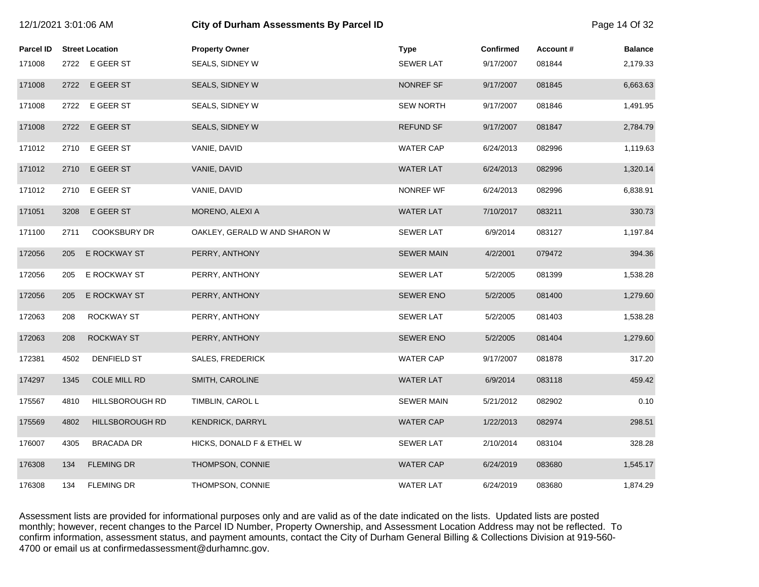| Parcel ID | Street Location | | Property Owner | Type | Confirmed | Account # | Balance |
|---|---|---|---|---|---|---|---|
| 171008 | 2722 | E GEER ST | SEALS, SIDNEY W | SEWER LAT | 9/17/2007 | 081844 | 2,179.33 |
| 171008 | 2722 | E GEER ST | SEALS, SIDNEY W | NONREF SF | 9/17/2007 | 081845 | 6,663.63 |
| 171008 | 2722 | E GEER ST | SEALS, SIDNEY W | SEW NORTH | 9/17/2007 | 081846 | 1,491.95 |
| 171008 | 2722 | E GEER ST | SEALS, SIDNEY W | REFUND SF | 9/17/2007 | 081847 | 2,784.79 |
| 171012 | 2710 | E GEER ST | VANIE, DAVID | WATER CAP | 6/24/2013 | 082996 | 1,119.63 |
| 171012 | 2710 | E GEER ST | VANIE, DAVID | WATER LAT | 6/24/2013 | 082996 | 1,320.14 |
| 171012 | 2710 | E GEER ST | VANIE, DAVID | NONREF WF | 6/24/2013 | 082996 | 6,838.91 |
| 171051 | 3208 | E GEER ST | MORENO, ALEXI A | WATER LAT | 7/10/2017 | 083211 | 330.73 |
| 171100 | 2711 | COOKSBURY DR | OAKLEY, GERALD W AND SHARON W | SEWER LAT | 6/9/2014 | 083127 | 1,197.84 |
| 172056 | 205 | E ROCKWAY ST | PERRY, ANTHONY | SEWER MAIN | 4/2/2001 | 079472 | 394.36 |
| 172056 | 205 | E ROCKWAY ST | PERRY, ANTHONY | SEWER LAT | 5/2/2005 | 081399 | 1,538.28 |
| 172056 | 205 | E ROCKWAY ST | PERRY, ANTHONY | SEWER ENO | 5/2/2005 | 081400 | 1,279.60 |
| 172063 | 208 | ROCKWAY ST | PERRY, ANTHONY | SEWER LAT | 5/2/2005 | 081403 | 1,538.28 |
| 172063 | 208 | ROCKWAY ST | PERRY, ANTHONY | SEWER ENO | 5/2/2005 | 081404 | 1,279.60 |
| 172381 | 4502 | DENFIELD ST | SALES, FREDERICK | WATER CAP | 9/17/2007 | 081878 | 317.20 |
| 174297 | 1345 | COLE MILL RD | SMITH, CAROLINE | WATER LAT | 6/9/2014 | 083118 | 459.42 |
| 175567 | 4810 | HILLSBOROUGH RD | TIMBLIN, CAROL L | SEWER MAIN | 5/21/2012 | 082902 | 0.10 |
| 175569 | 4802 | HILLSBOROUGH RD | KENDRICK, DARRYL | WATER CAP | 1/22/2013 | 082974 | 298.51 |
| 176007 | 4305 | BRACADA DR | HICKS, DONALD F & ETHEL W | SEWER LAT | 2/10/2014 | 083104 | 328.28 |
| 176308 | 134 | FLEMING DR | THOMPSON, CONNIE | WATER CAP | 6/24/2019 | 083680 | 1,545.17 |
| 176308 | 134 | FLEMING DR | THOMPSON, CONNIE | WATER LAT | 6/24/2019 | 083680 | 1,874.29 |

Assessment lists are provided for informational purposes only and are valid as of the date indicated on the lists. Updated lists are posted monthly; however, recent changes to the Parcel ID Number, Property Ownership, and Assessment Location Address may not be reflected. To confirm information, assessment status, and payment amounts, contact the City of Durham General Billing & Collections Division at 919-560-4700 or email us at confirmedassessment@durhamnc.gov.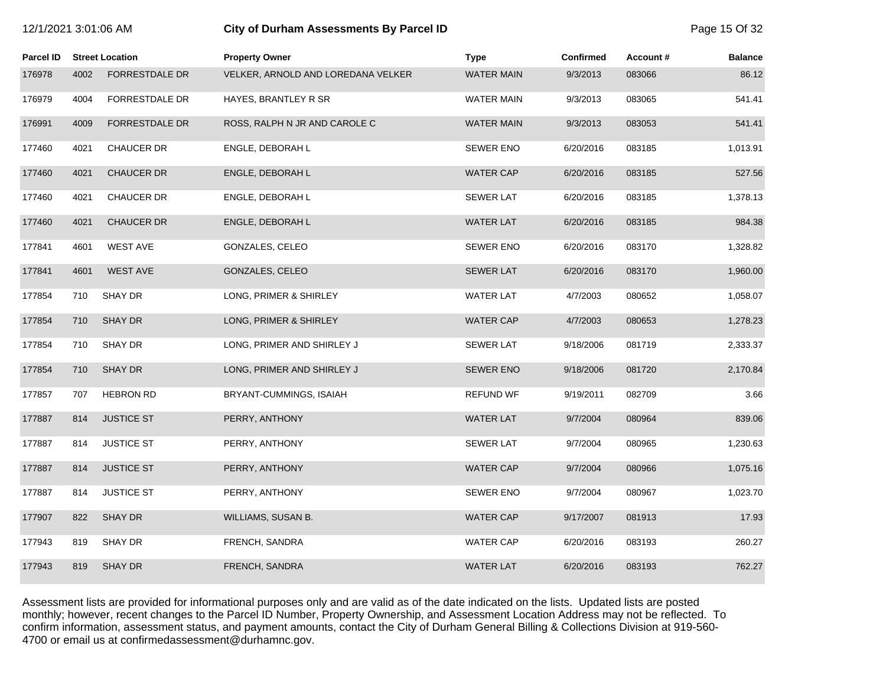| Parcel ID | Street Location | | Property Owner | Type | Confirmed | Account # | Balance |
|---|---|---|---|---|---|---|---|
| 176978 | 4002 | FORRESTDALE DR | VELKER, ARNOLD AND LOREDANA VELKER | WATER MAIN | 9/3/2013 | 083066 | 86.12 |
| 176979 | 4004 | FORRESTDALE DR | HAYES, BRANTLEY R SR | WATER MAIN | 9/3/2013 | 083065 | 541.41 |
| 176991 | 4009 | FORRESTDALE DR | ROSS, RALPH N JR AND CAROLE C | WATER MAIN | 9/3/2013 | 083053 | 541.41 |
| 177460 | 4021 | CHAUCER DR | ENGLE, DEBORAH L | SEWER ENO | 6/20/2016 | 083185 | 1,013.91 |
| 177460 | 4021 | CHAUCER DR | ENGLE, DEBORAH L | WATER CAP | 6/20/2016 | 083185 | 527.56 |
| 177460 | 4021 | CHAUCER DR | ENGLE, DEBORAH L | SEWER LAT | 6/20/2016 | 083185 | 1,378.13 |
| 177460 | 4021 | CHAUCER DR | ENGLE, DEBORAH L | WATER LAT | 6/20/2016 | 083185 | 984.38 |
| 177841 | 4601 | WEST AVE | GONZALES, CELEO | SEWER ENO | 6/20/2016 | 083170 | 1,328.82 |
| 177841 | 4601 | WEST AVE | GONZALES, CELEO | SEWER LAT | 6/20/2016 | 083170 | 1,960.00 |
| 177854 | 710 | SHAY DR | LONG, PRIMER & SHIRLEY | WATER LAT | 4/7/2003 | 080652 | 1,058.07 |
| 177854 | 710 | SHAY DR | LONG, PRIMER & SHIRLEY | WATER CAP | 4/7/2003 | 080653 | 1,278.23 |
| 177854 | 710 | SHAY DR | LONG, PRIMER AND SHIRLEY J | SEWER LAT | 9/18/2006 | 081719 | 2,333.37 |
| 177854 | 710 | SHAY DR | LONG, PRIMER AND SHIRLEY J | SEWER ENO | 9/18/2006 | 081720 | 2,170.84 |
| 177857 | 707 | HEBRON RD | BRYANT-CUMMINGS, ISAIAH | REFUND WF | 9/19/2011 | 082709 | 3.66 |
| 177887 | 814 | JUSTICE ST | PERRY, ANTHONY | WATER LAT | 9/7/2004 | 080964 | 839.06 |
| 177887 | 814 | JUSTICE ST | PERRY, ANTHONY | SEWER LAT | 9/7/2004 | 080965 | 1,230.63 |
| 177887 | 814 | JUSTICE ST | PERRY, ANTHONY | WATER CAP | 9/7/2004 | 080966 | 1,075.16 |
| 177887 | 814 | JUSTICE ST | PERRY, ANTHONY | SEWER ENO | 9/7/2004 | 080967 | 1,023.70 |
| 177907 | 822 | SHAY DR | WILLIAMS, SUSAN B. | WATER CAP | 9/17/2007 | 081913 | 17.93 |
| 177943 | 819 | SHAY DR | FRENCH, SANDRA | WATER CAP | 6/20/2016 | 083193 | 260.27 |
| 177943 | 819 | SHAY DR | FRENCH, SANDRA | WATER LAT | 6/20/2016 | 083193 | 762.27 |

Assessment lists are provided for informational purposes only and are valid as of the date indicated on the lists. Updated lists are posted monthly; however, recent changes to the Parcel ID Number, Property Ownership, and Assessment Location Address may not be reflected. To confirm information, assessment status, and payment amounts, contact the City of Durham General Billing & Collections Division at 919-560-4700 or email us at confirmedassessment@durhamnc.gov.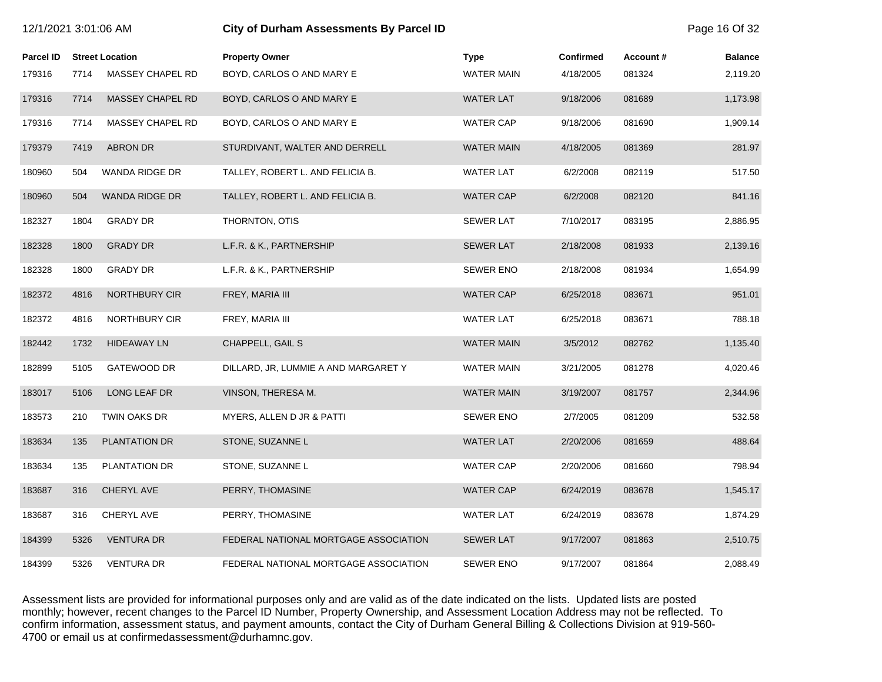# City of Durham Assessments By Parcel ID

12/1/2021 3:01:06 AM

| Parcel ID | Street Location | | Property Owner | Type | Confirmed | Account # | Balance |
|---|---|---|---|---|---|---|---|
| 179316 | 7714 | MASSEY CHAPEL RD | BOYD, CARLOS O AND MARY E | WATER MAIN | 4/18/2005 | 081324 | 2,119.20 |
| 179316 | 7714 | MASSEY CHAPEL RD | BOYD, CARLOS O AND MARY E | WATER LAT | 9/18/2006 | 081689 | 1,173.98 |
| 179316 | 7714 | MASSEY CHAPEL RD | BOYD, CARLOS O AND MARY E | WATER CAP | 9/18/2006 | 081690 | 1,909.14 |
| 179379 | 7419 | ABRON DR | STURDIVANT, WALTER AND DERRELL | WATER MAIN | 4/18/2005 | 081369 | 281.97 |
| 180960 | 504 | WANDA RIDGE DR | TALLEY, ROBERT L. AND FELICIA B. | WATER LAT | 6/2/2008 | 082119 | 517.50 |
| 180960 | 504 | WANDA RIDGE DR | TALLEY, ROBERT L. AND FELICIA B. | WATER CAP | 6/2/2008 | 082120 | 841.16 |
| 182327 | 1804 | GRADY DR | THORNTON, OTIS | SEWER LAT | 7/10/2017 | 083195 | 2,886.95 |
| 182328 | 1800 | GRADY DR | L.F.R. & K., PARTNERSHIP | SEWER LAT | 2/18/2008 | 081933 | 2,139.16 |
| 182328 | 1800 | GRADY DR | L.F.R. & K., PARTNERSHIP | SEWER ENO | 2/18/2008 | 081934 | 1,654.99 |
| 182372 | 4816 | NORTHBURY CIR | FREY, MARIA III | WATER CAP | 6/25/2018 | 083671 | 951.01 |
| 182372 | 4816 | NORTHBURY CIR | FREY, MARIA III | WATER LAT | 6/25/2018 | 083671 | 788.18 |
| 182442 | 1732 | HIDEAWAY LN | CHAPPELL, GAIL S | WATER MAIN | 3/5/2012 | 082762 | 1,135.40 |
| 182899 | 5105 | GATEWOOD DR | DILLARD, JR, LUMMIE A AND MARGARET Y | WATER MAIN | 3/21/2005 | 081278 | 4,020.46 |
| 183017 | 5106 | LONG LEAF DR | VINSON, THERESA M. | WATER MAIN | 3/19/2007 | 081757 | 2,344.96 |
| 183573 | 210 | TWIN OAKS DR | MYERS, ALLEN D JR & PATTI | SEWER ENO | 2/7/2005 | 081209 | 532.58 |
| 183634 | 135 | PLANTATION DR | STONE, SUZANNE L | WATER LAT | 2/20/2006 | 081659 | 488.64 |
| 183634 | 135 | PLANTATION DR | STONE, SUZANNE L | WATER CAP | 2/20/2006 | 081660 | 798.94 |
| 183687 | 316 | CHERYL AVE | PERRY, THOMASINE | WATER CAP | 6/24/2019 | 083678 | 1,545.17 |
| 183687 | 316 | CHERYL AVE | PERRY, THOMASINE | WATER LAT | 6/24/2019 | 083678 | 1,874.29 |
| 184399 | 5326 | VENTURA DR | FEDERAL NATIONAL MORTGAGE ASSOCIATION | SEWER LAT | 9/17/2007 | 081863 | 2,510.75 |
| 184399 | 5326 | VENTURA DR | FEDERAL NATIONAL MORTGAGE ASSOCIATION | SEWER ENO | 9/17/2007 | 081864 | 2,088.49 |

Assessment lists are provided for informational purposes only and are valid as of the date indicated on the lists. Updated lists are posted monthly; however, recent changes to the Parcel ID Number, Property Ownership, and Assessment Location Address may not be reflected. To confirm information, assessment status, and payment amounts, contact the City of Durham General Billing & Collections Division at 919-560-4700 or email us at confirmedassessment@durhamnc.gov.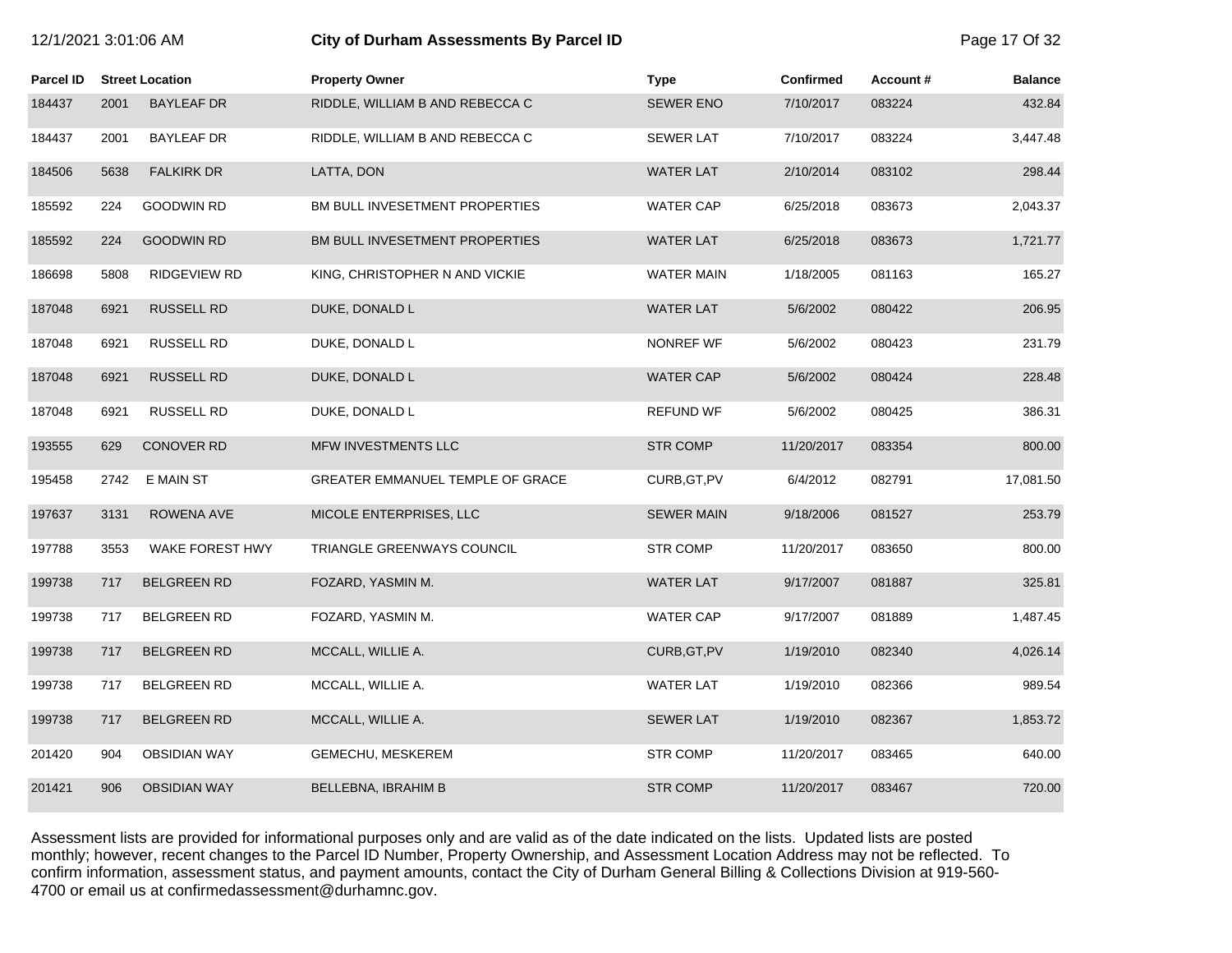# City of Durham Assessments By Parcel ID

12/1/2021 3:01:06 AM

| Parcel ID | Street Location | | Property Owner | Type | Confirmed | Account # | Balance |
|---|---|---|---|---|---|---|---|
| 184437 | 2001 | BAYLEAF DR | RIDDLE, WILLIAM B AND REBECCA C | SEWER ENO | 7/10/2017 | 083224 | 432.84 |
| 184437 | 2001 | BAYLEAF DR | RIDDLE, WILLIAM B AND REBECCA C | SEWER LAT | 7/10/2017 | 083224 | 3,447.48 |
| 184506 | 5638 | FALKIRK DR | LATTA, DON | WATER LAT | 2/10/2014 | 083102 | 298.44 |
| 185592 | 224 | GOODWIN RD | BM BULL INVESETMENT PROPERTIES | WATER CAP | 6/25/2018 | 083673 | 2,043.37 |
| 185592 | 224 | GOODWIN RD | BM BULL INVESETMENT PROPERTIES | WATER LAT | 6/25/2018 | 083673 | 1,721.77 |
| 186698 | 5808 | RIDGEVIEW RD | KING, CHRISTOPHER N AND VICKIE | WATER MAIN | 1/18/2005 | 081163 | 165.27 |
| 187048 | 6921 | RUSSELL RD | DUKE, DONALD L | WATER LAT | 5/6/2002 | 080422 | 206.95 |
| 187048 | 6921 | RUSSELL RD | DUKE, DONALD L | NONREF WF | 5/6/2002 | 080423 | 231.79 |
| 187048 | 6921 | RUSSELL RD | DUKE, DONALD L | WATER CAP | 5/6/2002 | 080424 | 228.48 |
| 187048 | 6921 | RUSSELL RD | DUKE, DONALD L | REFUND WF | 5/6/2002 | 080425 | 386.31 |
| 193555 | 629 | CONOVER RD | MFW INVESTMENTS LLC | STR COMP | 11/20/2017 | 083354 | 800.00 |
| 195458 | 2742 | E MAIN ST | GREATER EMMANUEL TEMPLE OF GRACE | CURB,GT,PV | 6/4/2012 | 082791 | 17,081.50 |
| 197637 | 3131 | ROWENA AVE | MICOLE ENTERPRISES, LLC | SEWER MAIN | 9/18/2006 | 081527 | 253.79 |
| 197788 | 3553 | WAKE FOREST HWY | TRIANGLE GREENWAYS COUNCIL | STR COMP | 11/20/2017 | 083650 | 800.00 |
| 199738 | 717 | BELGREEN RD | FOZARD, YASMIN M. | WATER LAT | 9/17/2007 | 081887 | 325.81 |
| 199738 | 717 | BELGREEN RD | FOZARD, YASMIN M. | WATER CAP | 9/17/2007 | 081889 | 1,487.45 |
| 199738 | 717 | BELGREEN RD | MCCALL, WILLIE A. | CURB,GT,PV | 1/19/2010 | 082340 | 4,026.14 |
| 199738 | 717 | BELGREEN RD | MCCALL, WILLIE A. | WATER LAT | 1/19/2010 | 082366 | 989.54 |
| 199738 | 717 | BELGREEN RD | MCCALL, WILLIE A. | SEWER LAT | 1/19/2010 | 082367 | 1,853.72 |
| 201420 | 904 | OBSIDIAN WAY | GEMECHU, MESKEREM | STR COMP | 11/20/2017 | 083465 | 640.00 |
| 201421 | 906 | OBSIDIAN WAY | BELLEBNA, IBRAHIM B | STR COMP | 11/20/2017 | 083467 | 720.00 |

Assessment lists are provided for informational purposes only and are valid as of the date indicated on the lists. Updated lists are posted monthly; however, recent changes to the Parcel ID Number, Property Ownership, and Assessment Location Address may not be reflected. To confirm information, assessment status, and payment amounts, contact the City of Durham General Billing & Collections Division at 919-560-4700 or email us at confirmedassessment@durhamnc.gov.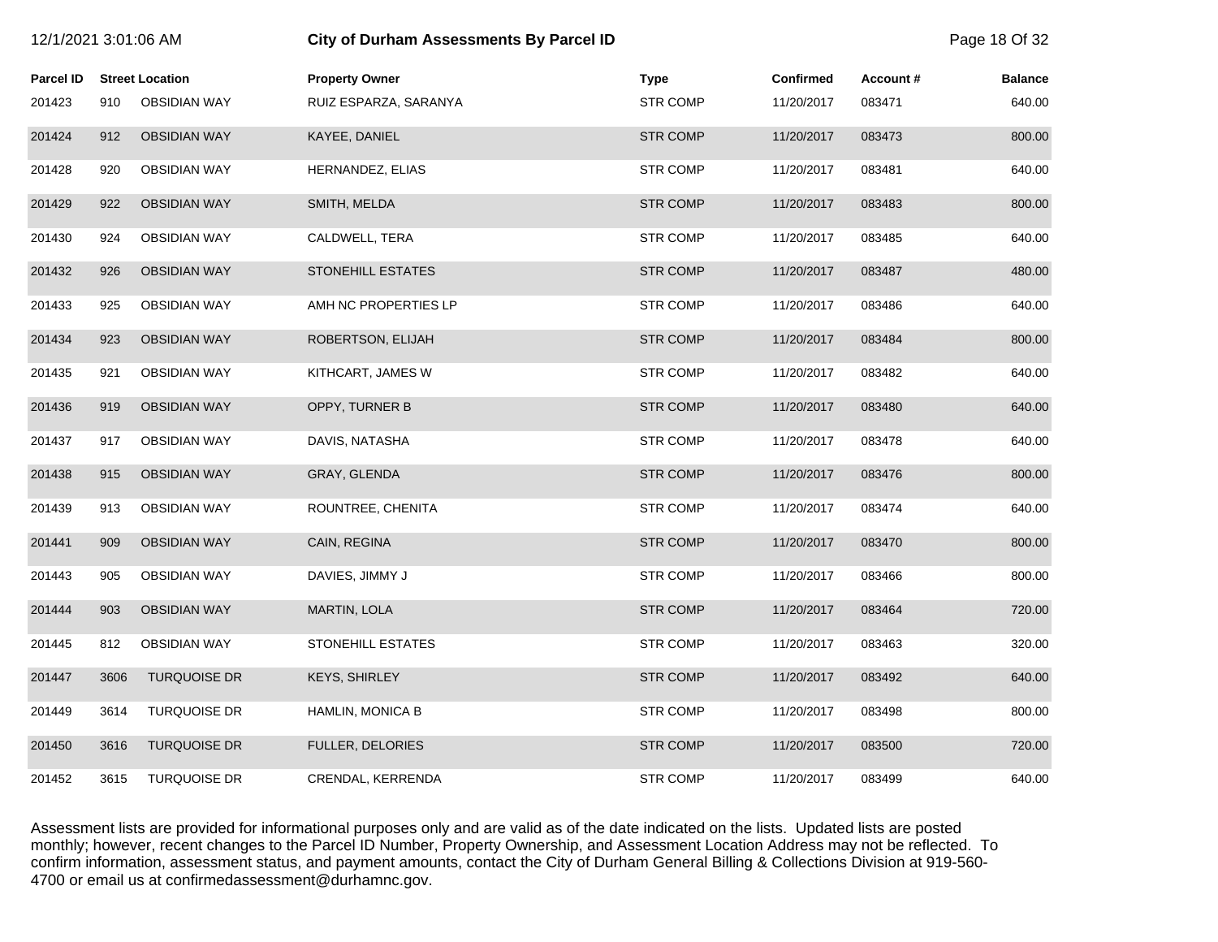# City of Durham Assessments By Parcel ID

| Parcel ID | Street Location | | Property Owner | Type | Confirmed | Account # | Balance |
|---|---|---|---|---|---|---|---|
| 201423 | 910 | OBSIDIAN WAY | RUIZ ESPARZA, SARANYA | STR COMP | 11/20/2017 | 083471 | 640.00 |
| 201424 | 912 | OBSIDIAN WAY | KAYEE, DANIEL | STR COMP | 11/20/2017 | 083473 | 800.00 |
| 201428 | 920 | OBSIDIAN WAY | HERNANDEZ, ELIAS | STR COMP | 11/20/2017 | 083481 | 640.00 |
| 201429 | 922 | OBSIDIAN WAY | SMITH, MELDA | STR COMP | 11/20/2017 | 083483 | 800.00 |
| 201430 | 924 | OBSIDIAN WAY | CALDWELL, TERA | STR COMP | 11/20/2017 | 083485 | 640.00 |
| 201432 | 926 | OBSIDIAN WAY | STONEHILL ESTATES | STR COMP | 11/20/2017 | 083487 | 480.00 |
| 201433 | 925 | OBSIDIAN WAY | AMH NC PROPERTIES LP | STR COMP | 11/20/2017 | 083486 | 640.00 |
| 201434 | 923 | OBSIDIAN WAY | ROBERTSON, ELIJAH | STR COMP | 11/20/2017 | 083484 | 800.00 |
| 201435 | 921 | OBSIDIAN WAY | KITHCART, JAMES W | STR COMP | 11/20/2017 | 083482 | 640.00 |
| 201436 | 919 | OBSIDIAN WAY | OPPY, TURNER B | STR COMP | 11/20/2017 | 083480 | 640.00 |
| 201437 | 917 | OBSIDIAN WAY | DAVIS, NATASHA | STR COMP | 11/20/2017 | 083478 | 640.00 |
| 201438 | 915 | OBSIDIAN WAY | GRAY, GLENDA | STR COMP | 11/20/2017 | 083476 | 800.00 |
| 201439 | 913 | OBSIDIAN WAY | ROUNTREE, CHENITA | STR COMP | 11/20/2017 | 083474 | 640.00 |
| 201441 | 909 | OBSIDIAN WAY | CAIN, REGINA | STR COMP | 11/20/2017 | 083470 | 800.00 |
| 201443 | 905 | OBSIDIAN WAY | DAVIES, JIMMY J | STR COMP | 11/20/2017 | 083466 | 800.00 |
| 201444 | 903 | OBSIDIAN WAY | MARTIN, LOLA | STR COMP | 11/20/2017 | 083464 | 720.00 |
| 201445 | 812 | OBSIDIAN WAY | STONEHILL ESTATES | STR COMP | 11/20/2017 | 083463 | 320.00 |
| 201447 | 3606 | TURQUOISE DR | KEYS, SHIRLEY | STR COMP | 11/20/2017 | 083492 | 640.00 |
| 201449 | 3614 | TURQUOISE DR | HAMLIN, MONICA B | STR COMP | 11/20/2017 | 083498 | 800.00 |
| 201450 | 3616 | TURQUOISE DR | FULLER, DELORIES | STR COMP | 11/20/2017 | 083500 | 720.00 |
| 201452 | 3615 | TURQUOISE DR | CRENDAL, KERRENDA | STR COMP | 11/20/2017 | 083499 | 640.00 |

Assessment lists are provided for informational purposes only and are valid as of the date indicated on the lists. Updated lists are posted monthly; however, recent changes to the Parcel ID Number, Property Ownership, and Assessment Location Address may not be reflected. To confirm information, assessment status, and payment amounts, contact the City of Durham General Billing & Collections Division at 919-560-4700 or email us at confirmedassessment@durhamnc.gov.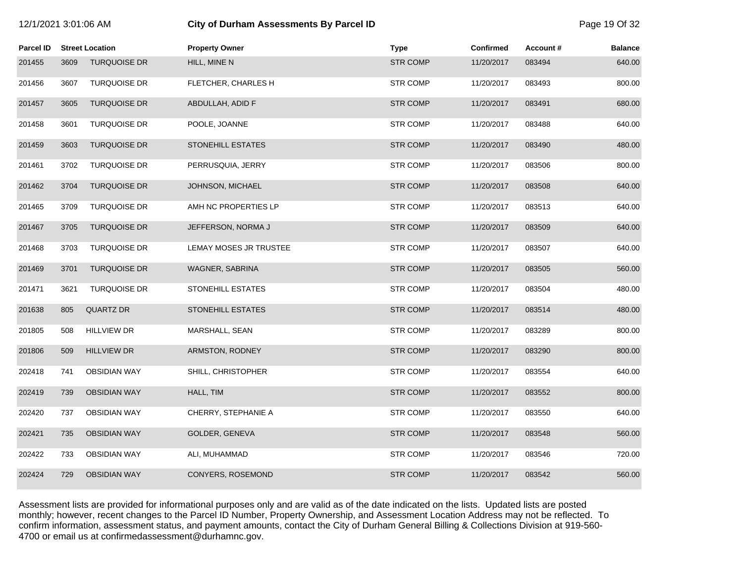# City of Durham Assessments By Parcel ID

12/1/2021 3:01:06 AM

| Parcel ID | Street Location | | Property Owner | Type | Confirmed | Account # | Balance |
|---|---|---|---|---|---|---|---|
| 201455 | 3609 | TURQUOISE DR | HILL, MINE N | STR COMP | 11/20/2017 | 083494 | 640.00 |
| 201456 | 3607 | TURQUOISE DR | FLETCHER, CHARLES H | STR COMP | 11/20/2017 | 083493 | 800.00 |
| 201457 | 3605 | TURQUOISE DR | ABDULLAH, ADID F | STR COMP | 11/20/2017 | 083491 | 680.00 |
| 201458 | 3601 | TURQUOISE DR | POOLE, JOANNE | STR COMP | 11/20/2017 | 083488 | 640.00 |
| 201459 | 3603 | TURQUOISE DR | STONEHILL ESTATES | STR COMP | 11/20/2017 | 083490 | 480.00 |
| 201461 | 3702 | TURQUOISE DR | PERRUSQUIA, JERRY | STR COMP | 11/20/2017 | 083506 | 800.00 |
| 201462 | 3704 | TURQUOISE DR | JOHNSON, MICHAEL | STR COMP | 11/20/2017 | 083508 | 640.00 |
| 201465 | 3709 | TURQUOISE DR | AMH NC PROPERTIES LP | STR COMP | 11/20/2017 | 083513 | 640.00 |
| 201467 | 3705 | TURQUOISE DR | JEFFERSON, NORMA J | STR COMP | 11/20/2017 | 083509 | 640.00 |
| 201468 | 3703 | TURQUOISE DR | LEMAY MOSES JR TRUSTEE | STR COMP | 11/20/2017 | 083507 | 640.00 |
| 201469 | 3701 | TURQUOISE DR | WAGNER, SABRINA | STR COMP | 11/20/2017 | 083505 | 560.00 |
| 201471 | 3621 | TURQUOISE DR | STONEHILL ESTATES | STR COMP | 11/20/2017 | 083504 | 480.00 |
| 201638 | 805 | QUARTZ DR | STONEHILL ESTATES | STR COMP | 11/20/2017 | 083514 | 480.00 |
| 201805 | 508 | HILLVIEW DR | MARSHALL, SEAN | STR COMP | 11/20/2017 | 083289 | 800.00 |
| 201806 | 509 | HILLVIEW DR | ARMSTON, RODNEY | STR COMP | 11/20/2017 | 083290 | 800.00 |
| 202418 | 741 | OBSIDIAN WAY | SHILL, CHRISTOPHER | STR COMP | 11/20/2017 | 083554 | 640.00 |
| 202419 | 739 | OBSIDIAN WAY | HALL, TIM | STR COMP | 11/20/2017 | 083552 | 800.00 |
| 202420 | 737 | OBSIDIAN WAY | CHERRY, STEPHANIE A | STR COMP | 11/20/2017 | 083550 | 640.00 |
| 202421 | 735 | OBSIDIAN WAY | GOLDER, GENEVA | STR COMP | 11/20/2017 | 083548 | 560.00 |
| 202422 | 733 | OBSIDIAN WAY | ALI, MUHAMMAD | STR COMP | 11/20/2017 | 083546 | 720.00 |
| 202424 | 729 | OBSIDIAN WAY | CONYERS, ROSEMOND | STR COMP | 11/20/2017 | 083542 | 560.00 |

Assessment lists are provided for informational purposes only and are valid as of the date indicated on the lists. Updated lists are posted monthly; however, recent changes to the Parcel ID Number, Property Ownership, and Assessment Location Address may not be reflected. To confirm information, assessment status, and payment amounts, contact the City of Durham General Billing & Collections Division at 919-560-4700 or email us at confirmedassessment@durhamnc.gov.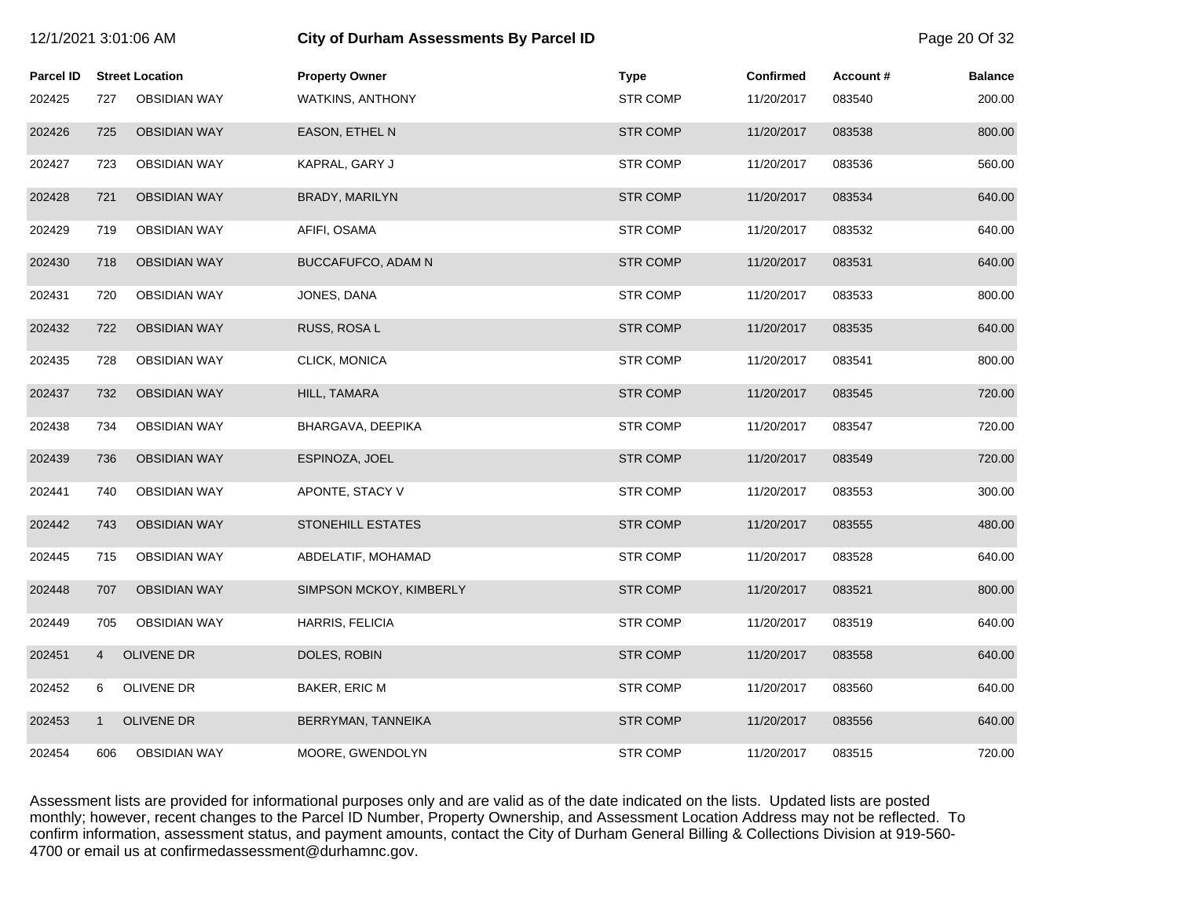| Parcel ID | Street Location | | Property Owner | Type | Confirmed | Account # | Balance |
|---|---|---|---|---|---|---|---|
| 202425 | 727 | OBSIDIAN WAY | WATKINS, ANTHONY | STR COMP | 11/20/2017 | 083540 | 200.00 |
| 202426 | 725 | OBSIDIAN WAY | EASON, ETHEL N | STR COMP | 11/20/2017 | 083538 | 800.00 |
| 202427 | 723 | OBSIDIAN WAY | KAPRAL, GARY J | STR COMP | 11/20/2017 | 083536 | 560.00 |
| 202428 | 721 | OBSIDIAN WAY | BRADY, MARILYN | STR COMP | 11/20/2017 | 083534 | 640.00 |
| 202429 | 719 | OBSIDIAN WAY | AFIFI, OSAMA | STR COMP | 11/20/2017 | 083532 | 640.00 |
| 202430 | 718 | OBSIDIAN WAY | BUCCAFUFCO, ADAM N | STR COMP | 11/20/2017 | 083531 | 640.00 |
| 202431 | 720 | OBSIDIAN WAY | JONES, DANA | STR COMP | 11/20/2017 | 083533 | 800.00 |
| 202432 | 722 | OBSIDIAN WAY | RUSS, ROSA L | STR COMP | 11/20/2017 | 083535 | 640.00 |
| 202435 | 728 | OBSIDIAN WAY | CLICK, MONICA | STR COMP | 11/20/2017 | 083541 | 800.00 |
| 202437 | 732 | OBSIDIAN WAY | HILL, TAMARA | STR COMP | 11/20/2017 | 083545 | 720.00 |
| 202438 | 734 | OBSIDIAN WAY | BHARGAVA, DEEPIKA | STR COMP | 11/20/2017 | 083547 | 720.00 |
| 202439 | 736 | OBSIDIAN WAY | ESPINOZA, JOEL | STR COMP | 11/20/2017 | 083549 | 720.00 |
| 202441 | 740 | OBSIDIAN WAY | APONTE, STACY V | STR COMP | 11/20/2017 | 083553 | 300.00 |
| 202442 | 743 | OBSIDIAN WAY | STONEHILL ESTATES | STR COMP | 11/20/2017 | 083555 | 480.00 |
| 202445 | 715 | OBSIDIAN WAY | ABDELATIF, MOHAMAD | STR COMP | 11/20/2017 | 083528 | 640.00 |
| 202448 | 707 | OBSIDIAN WAY | SIMPSON MCKOY, KIMBERLY | STR COMP | 11/20/2017 | 083521 | 800.00 |
| 202449 | 705 | OBSIDIAN WAY | HARRIS, FELICIA | STR COMP | 11/20/2017 | 083519 | 640.00 |
| 202451 | 4 | OLIVENE DR | DOLES, ROBIN | STR COMP | 11/20/2017 | 083558 | 640.00 |
| 202452 | 6 | OLIVENE DR | BAKER, ERIC M | STR COMP | 11/20/2017 | 083560 | 640.00 |
| 202453 | 1 | OLIVENE DR | BERRYMAN, TANNEIKA | STR COMP | 11/20/2017 | 083556 | 640.00 |
| 202454 | 606 | OBSIDIAN WAY | MOORE, GWENDOLYN | STR COMP | 11/20/2017 | 083515 | 720.00 |

Assessment lists are provided for informational purposes only and are valid as of the date indicated on the lists. Updated lists are posted monthly; however, recent changes to the Parcel ID Number, Property Ownership, and Assessment Location Address may not be reflected. To confirm information, assessment status, and payment amounts, contact the City of Durham General Billing & Collections Division at 919-560-4700 or email us at confirmedassessment@durhamnc.gov.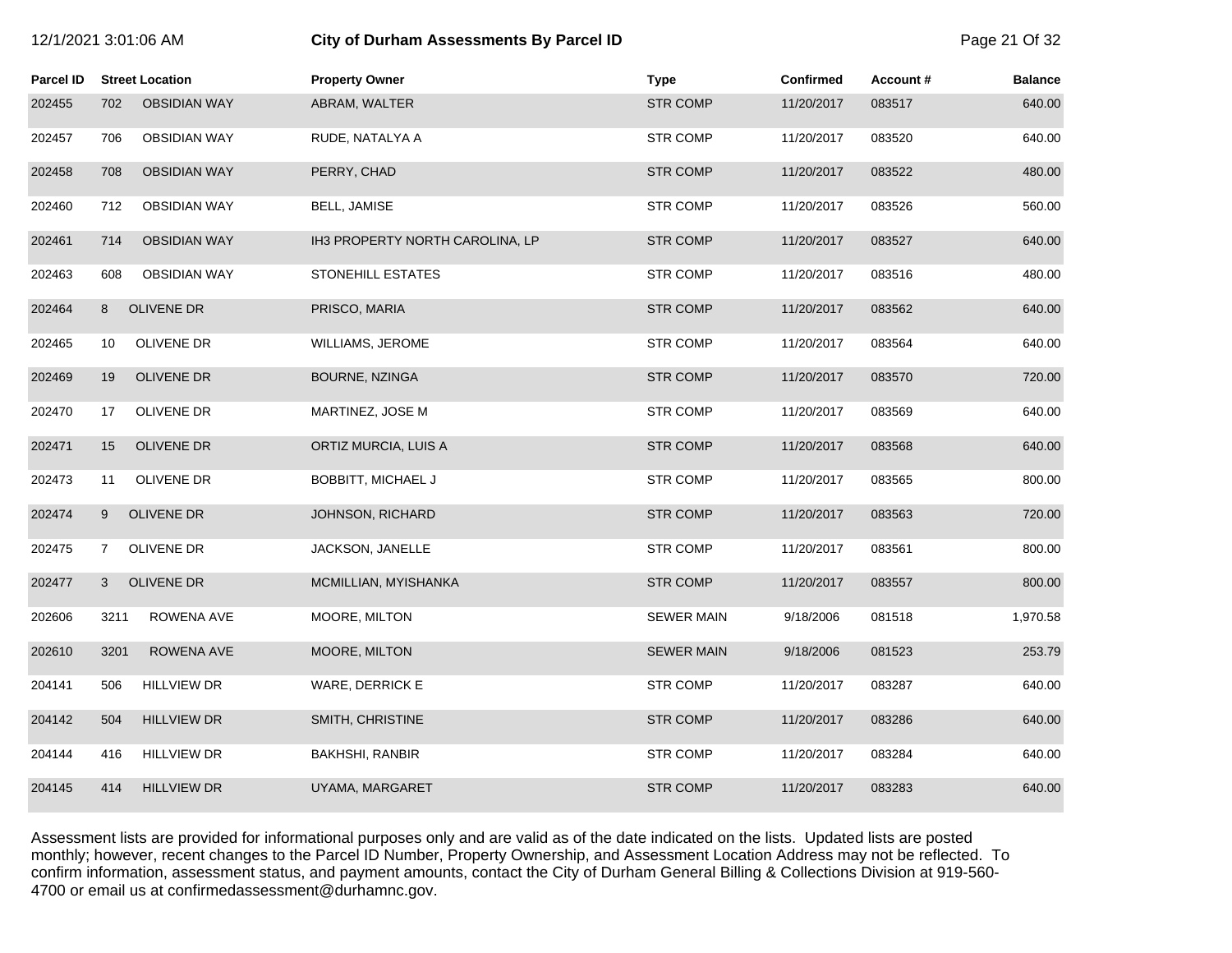# City of Durham Assessments By Parcel ID

| Parcel ID | Street Location | Property Owner | Type | Confirmed | Account # | Balance |
|---|---|---|---|---|---|---|
| 202455 | 702 OBSIDIAN WAY | ABRAM, WALTER | STR COMP | 11/20/2017 | 083517 | 640.00 |
| 202457 | 706 OBSIDIAN WAY | RUDE, NATALYA A | STR COMP | 11/20/2017 | 083520 | 640.00 |
| 202458 | 708 OBSIDIAN WAY | PERRY, CHAD | STR COMP | 11/20/2017 | 083522 | 480.00 |
| 202460 | 712 OBSIDIAN WAY | BELL, JAMISE | STR COMP | 11/20/2017 | 083526 | 560.00 |
| 202461 | 714 OBSIDIAN WAY | IH3 PROPERTY NORTH CAROLINA, LP | STR COMP | 11/20/2017 | 083527 | 640.00 |
| 202463 | 608 OBSIDIAN WAY | STONEHILL ESTATES | STR COMP | 11/20/2017 | 083516 | 480.00 |
| 202464 | 8 OLIVENE DR | PRISCO, MARIA | STR COMP | 11/20/2017 | 083562 | 640.00 |
| 202465 | 10 OLIVENE DR | WILLIAMS, JEROME | STR COMP | 11/20/2017 | 083564 | 640.00 |
| 202469 | 19 OLIVENE DR | BOURNE, NZINGA | STR COMP | 11/20/2017 | 083570 | 720.00 |
| 202470 | 17 OLIVENE DR | MARTINEZ, JOSE M | STR COMP | 11/20/2017 | 083569 | 640.00 |
| 202471 | 15 OLIVENE DR | ORTIZ MURCIA, LUIS A | STR COMP | 11/20/2017 | 083568 | 640.00 |
| 202473 | 11 OLIVENE DR | BOBBITT, MICHAEL J | STR COMP | 11/20/2017 | 083565 | 800.00 |
| 202474 | 9 OLIVENE DR | JOHNSON, RICHARD | STR COMP | 11/20/2017 | 083563 | 720.00 |
| 202475 | 7 OLIVENE DR | JACKSON, JANELLE | STR COMP | 11/20/2017 | 083561 | 800.00 |
| 202477 | 3 OLIVENE DR | MCMILLIAN, MYISHANKA | STR COMP | 11/20/2017 | 083557 | 800.00 |
| 202606 | 3211 ROWENA AVE | MOORE, MILTON | SEWER MAIN | 9/18/2006 | 081518 | 1,970.58 |
| 202610 | 3201 ROWENA AVE | MOORE, MILTON | SEWER MAIN | 9/18/2006 | 081523 | 253.79 |
| 204141 | 506 HILLVIEW DR | WARE, DERRICK E | STR COMP | 11/20/2017 | 083287 | 640.00 |
| 204142 | 504 HILLVIEW DR | SMITH, CHRISTINE | STR COMP | 11/20/2017 | 083286 | 640.00 |
| 204144 | 416 HILLVIEW DR | BAKHSHI, RANBIR | STR COMP | 11/20/2017 | 083284 | 640.00 |
| 204145 | 414 HILLVIEW DR | UYAMA, MARGARET | STR COMP | 11/20/2017 | 083283 | 640.00 |

Assessment lists are provided for informational purposes only and are valid as of the date indicated on the lists. Updated lists are posted monthly; however, recent changes to the Parcel ID Number, Property Ownership, and Assessment Location Address may not be reflected. To confirm information, assessment status, and payment amounts, contact the City of Durham General Billing & Collections Division at 919-560-4700 or email us at confirmedassessment@durhamnc.gov.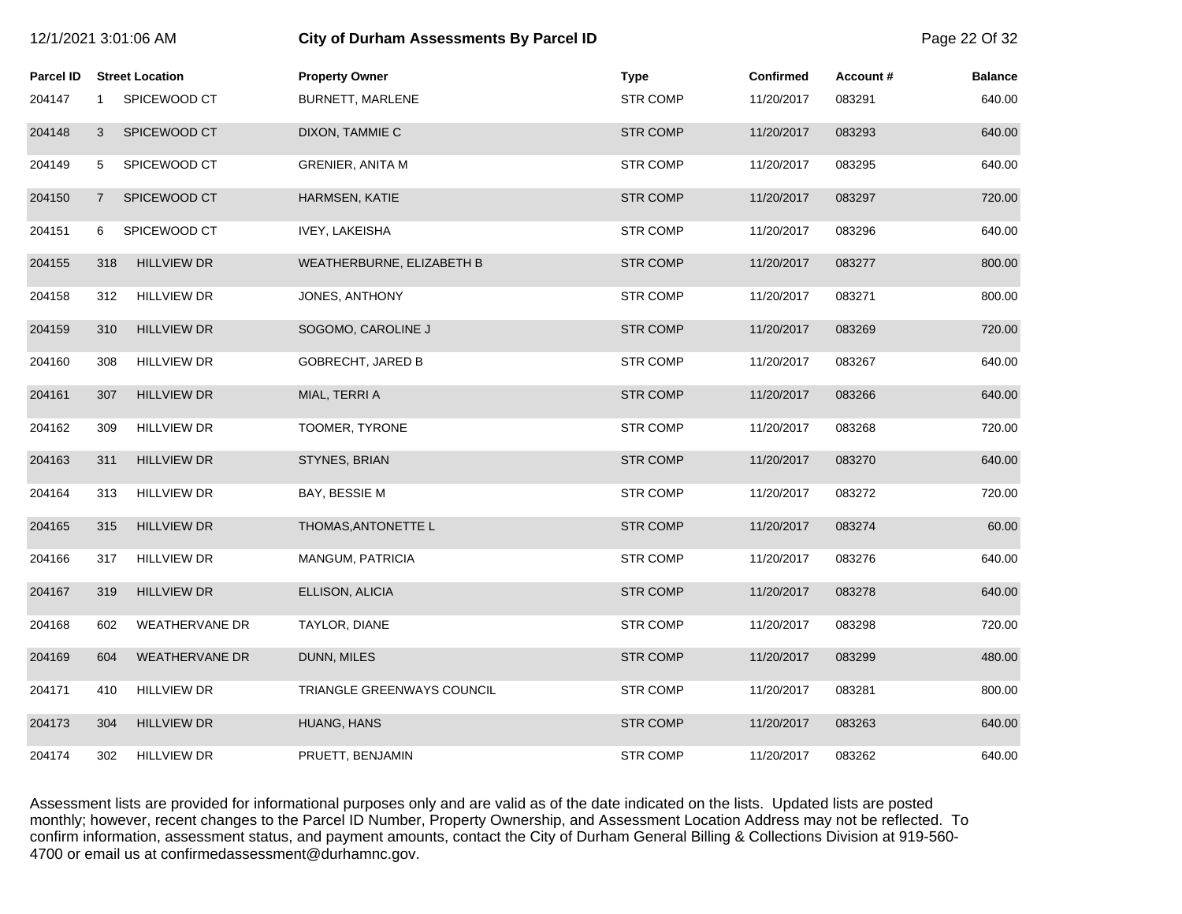# City of Durham Assessments By Parcel ID

12/1/2021 3:01:06 AM

| Parcel ID | Street Location | | Property Owner | Type | Confirmed | Account # | Balance |
|---|---|---|---|---|---|---|---|
| 204147 | 1 | SPICEWOOD CT | BURNETT, MARLENE | STR COMP | 11/20/2017 | 083291 | 640.00 |
| 204148 | 3 | SPICEWOOD CT | DIXON, TAMMIE C | STR COMP | 11/20/2017 | 083293 | 640.00 |
| 204149 | 5 | SPICEWOOD CT | GRENIER, ANITA M | STR COMP | 11/20/2017 | 083295 | 640.00 |
| 204150 | 7 | SPICEWOOD CT | HARMSEN, KATIE | STR COMP | 11/20/2017 | 083297 | 720.00 |
| 204151 | 6 | SPICEWOOD CT | IVEY, LAKEISHA | STR COMP | 11/20/2017 | 083296 | 640.00 |
| 204155 | 318 | HILLVIEW DR | WEATHERBURNE, ELIZABETH B | STR COMP | 11/20/2017 | 083277 | 800.00 |
| 204158 | 312 | HILLVIEW DR | JONES, ANTHONY | STR COMP | 11/20/2017 | 083271 | 800.00 |
| 204159 | 310 | HILLVIEW DR | SOGOMO, CAROLINE J | STR COMP | 11/20/2017 | 083269 | 720.00 |
| 204160 | 308 | HILLVIEW DR | GOBRECHT, JARED B | STR COMP | 11/20/2017 | 083267 | 640.00 |
| 204161 | 307 | HILLVIEW DR | MIAL, TERRI A | STR COMP | 11/20/2017 | 083266 | 640.00 |
| 204162 | 309 | HILLVIEW DR | TOOMER, TYRONE | STR COMP | 11/20/2017 | 083268 | 720.00 |
| 204163 | 311 | HILLVIEW DR | STYNES, BRIAN | STR COMP | 11/20/2017 | 083270 | 640.00 |
| 204164 | 313 | HILLVIEW DR | BAY, BESSIE M | STR COMP | 11/20/2017 | 083272 | 720.00 |
| 204165 | 315 | HILLVIEW DR | THOMAS,ANTONETTE L | STR COMP | 11/20/2017 | 083274 | 60.00 |
| 204166 | 317 | HILLVIEW DR | MANGUM, PATRICIA | STR COMP | 11/20/2017 | 083276 | 640.00 |
| 204167 | 319 | HILLVIEW DR | ELLISON, ALICIA | STR COMP | 11/20/2017 | 083278 | 640.00 |
| 204168 | 602 | WEATHERVANE DR | TAYLOR, DIANE | STR COMP | 11/20/2017 | 083298 | 720.00 |
| 204169 | 604 | WEATHERVANE DR | DUNN, MILES | STR COMP | 11/20/2017 | 083299 | 480.00 |
| 204171 | 410 | HILLVIEW DR | TRIANGLE GREENWAYS COUNCIL | STR COMP | 11/20/2017 | 083281 | 800.00 |
| 204173 | 304 | HILLVIEW DR | HUANG, HANS | STR COMP | 11/20/2017 | 083263 | 640.00 |
| 204174 | 302 | HILLVIEW DR | PRUETT, BENJAMIN | STR COMP | 11/20/2017 | 083262 | 640.00 |

Assessment lists are provided for informational purposes only and are valid as of the date indicated on the lists. Updated lists are posted monthly; however, recent changes to the Parcel ID Number, Property Ownership, and Assessment Location Address may not be reflected. To confirm information, assessment status, and payment amounts, contact the City of Durham General Billing & Collections Division at 919-560-4700 or email us at confirmedassessment@durhamnc.gov.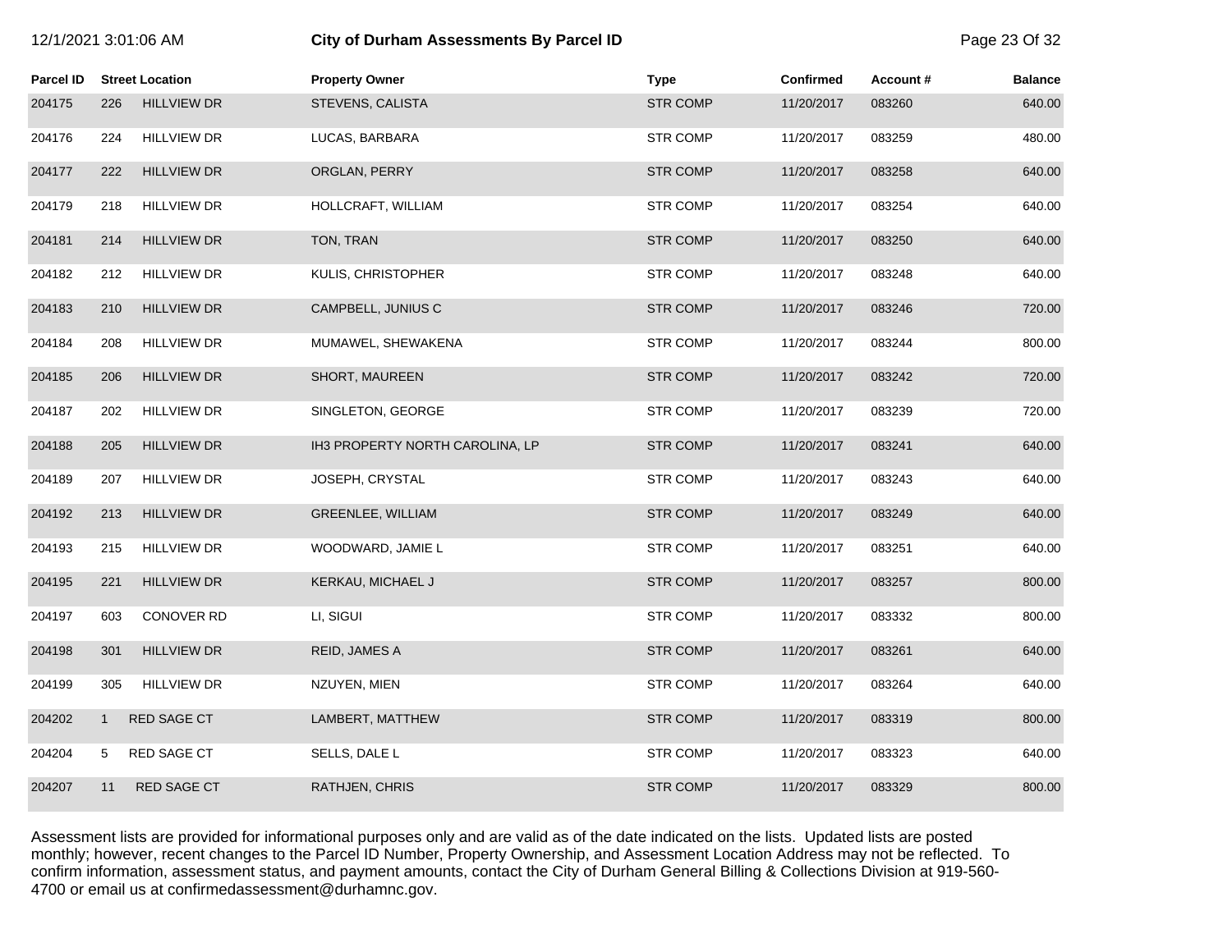| Parcel ID | Street Location | | Property Owner | Type | Confirmed | Account # | Balance |
|---|---|---|---|---|---|---|---|
| 204175 | 226 | HILLVIEW DR | STEVENS, CALISTA | STR COMP | 11/20/2017 | 083260 | 640.00 |
| 204176 | 224 | HILLVIEW DR | LUCAS, BARBARA | STR COMP | 11/20/2017 | 083259 | 480.00 |
| 204177 | 222 | HILLVIEW DR | ORGLAN, PERRY | STR COMP | 11/20/2017 | 083258 | 640.00 |
| 204179 | 218 | HILLVIEW DR | HOLLCRAFT, WILLIAM | STR COMP | 11/20/2017 | 083254 | 640.00 |
| 204181 | 214 | HILLVIEW DR | TON, TRAN | STR COMP | 11/20/2017 | 083250 | 640.00 |
| 204182 | 212 | HILLVIEW DR | KULIS, CHRISTOPHER | STR COMP | 11/20/2017 | 083248 | 640.00 |
| 204183 | 210 | HILLVIEW DR | CAMPBELL, JUNIUS C | STR COMP | 11/20/2017 | 083246 | 720.00 |
| 204184 | 208 | HILLVIEW DR | MUMAWEL, SHEWAKENA | STR COMP | 11/20/2017 | 083244 | 800.00 |
| 204185 | 206 | HILLVIEW DR | SHORT, MAUREEN | STR COMP | 11/20/2017 | 083242 | 720.00 |
| 204187 | 202 | HILLVIEW DR | SINGLETON, GEORGE | STR COMP | 11/20/2017 | 083239 | 720.00 |
| 204188 | 205 | HILLVIEW DR | IH3 PROPERTY NORTH CAROLINA, LP | STR COMP | 11/20/2017 | 083241 | 640.00 |
| 204189 | 207 | HILLVIEW DR | JOSEPH, CRYSTAL | STR COMP | 11/20/2017 | 083243 | 640.00 |
| 204192 | 213 | HILLVIEW DR | GREENLEE, WILLIAM | STR COMP | 11/20/2017 | 083249 | 640.00 |
| 204193 | 215 | HILLVIEW DR | WOODWARD, JAMIE L | STR COMP | 11/20/2017 | 083251 | 640.00 |
| 204195 | 221 | HILLVIEW DR | KERKAU, MICHAEL J | STR COMP | 11/20/2017 | 083257 | 800.00 |
| 204197 | 603 | CONOVER RD | LI, SIGUI | STR COMP | 11/20/2017 | 083332 | 800.00 |
| 204198 | 301 | HILLVIEW DR | REID, JAMES A | STR COMP | 11/20/2017 | 083261 | 640.00 |
| 204199 | 305 | HILLVIEW DR | NZUYEN, MIEN | STR COMP | 11/20/2017 | 083264 | 640.00 |
| 204202 | 1 | RED SAGE CT | LAMBERT, MATTHEW | STR COMP | 11/20/2017 | 083319 | 800.00 |
| 204204 | 5 | RED SAGE CT | SELLS, DALE L | STR COMP | 11/20/2017 | 083323 | 640.00 |
| 204207 | 11 | RED SAGE CT | RATHJEN, CHRIS | STR COMP | 11/20/2017 | 083329 | 800.00 |

Assessment lists are provided for informational purposes only and are valid as of the date indicated on the lists. Updated lists are posted monthly; however, recent changes to the Parcel ID Number, Property Ownership, and Assessment Location Address may not be reflected. To confirm information, assessment status, and payment amounts, contact the City of Durham General Billing & Collections Division at 919-560-4700 or email us at confirmedassessment@durhamnc.gov.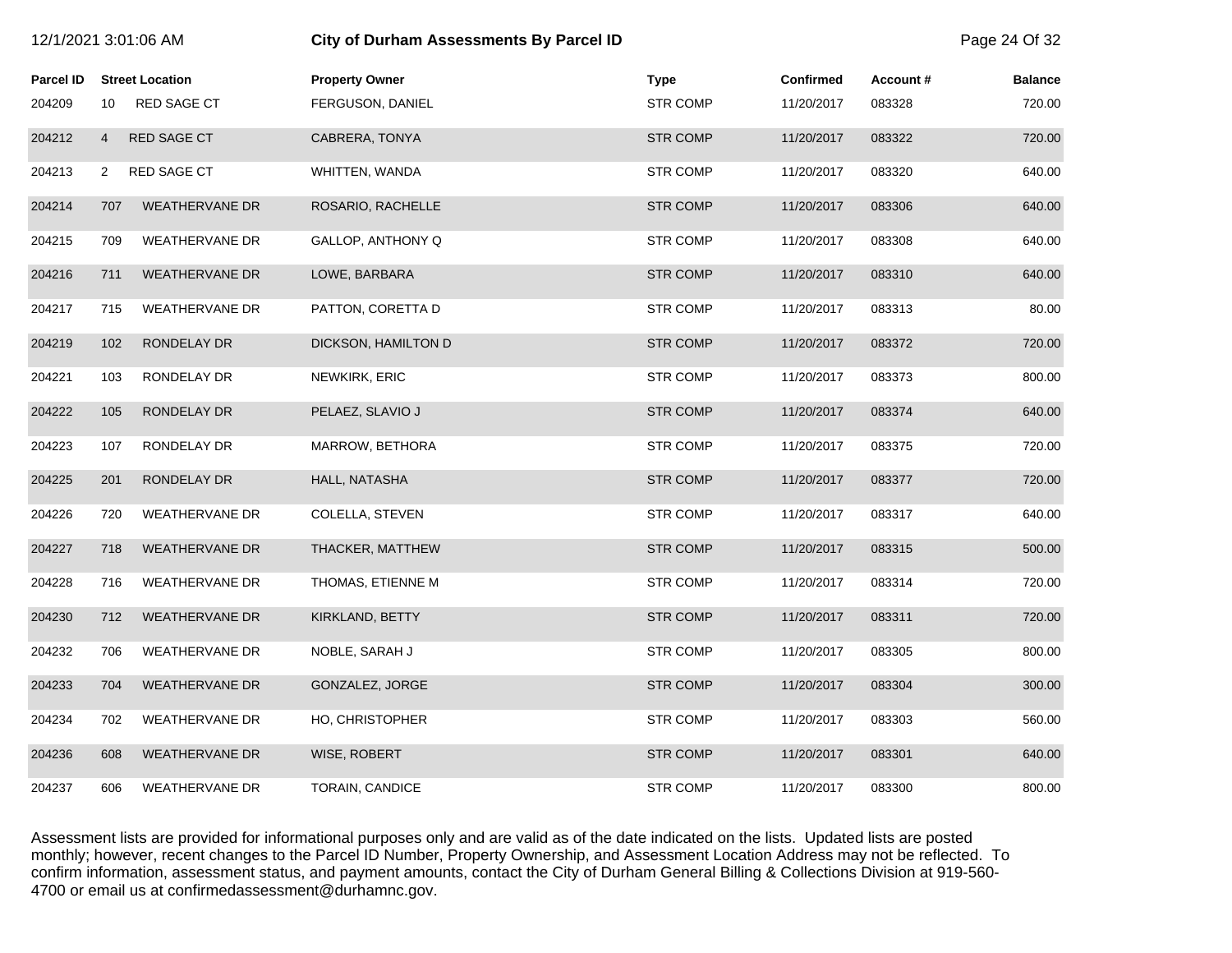| Parcel ID | Street Location | Property Owner | Type | Confirmed | Account # | Balance |
|---|---|---|---|---|---|---|
| 204209 | 10 RED SAGE CT | FERGUSON, DANIEL | STR COMP | 11/20/2017 | 083328 | 720.00 |
| 204212 | 4 RED SAGE CT | CABRERA, TONYA | STR COMP | 11/20/2017 | 083322 | 720.00 |
| 204213 | 2 RED SAGE CT | WHITTEN, WANDA | STR COMP | 11/20/2017 | 083320 | 640.00 |
| 204214 | 707 WEATHERVANE DR | ROSARIO, RACHELLE | STR COMP | 11/20/2017 | 083306 | 640.00 |
| 204215 | 709 WEATHERVANE DR | GALLOP, ANTHONY Q | STR COMP | 11/20/2017 | 083308 | 640.00 |
| 204216 | 711 WEATHERVANE DR | LOWE, BARBARA | STR COMP | 11/20/2017 | 083310 | 640.00 |
| 204217 | 715 WEATHERVANE DR | PATTON, CORETTA D | STR COMP | 11/20/2017 | 083313 | 80.00 |
| 204219 | 102 RONDELAY DR | DICKSON, HAMILTON D | STR COMP | 11/20/2017 | 083372 | 720.00 |
| 204221 | 103 RONDELAY DR | NEWKIRK, ERIC | STR COMP | 11/20/2017 | 083373 | 800.00 |
| 204222 | 105 RONDELAY DR | PELAEZ, SLAVIO J | STR COMP | 11/20/2017 | 083374 | 640.00 |
| 204223 | 107 RONDELAY DR | MARROW, BETHORA | STR COMP | 11/20/2017 | 083375 | 720.00 |
| 204225 | 201 RONDELAY DR | HALL, NATASHA | STR COMP | 11/20/2017 | 083377 | 720.00 |
| 204226 | 720 WEATHERVANE DR | COLELLA, STEVEN | STR COMP | 11/20/2017 | 083317 | 640.00 |
| 204227 | 718 WEATHERVANE DR | THACKER, MATTHEW | STR COMP | 11/20/2017 | 083315 | 500.00 |
| 204228 | 716 WEATHERVANE DR | THOMAS, ETIENNE M | STR COMP | 11/20/2017 | 083314 | 720.00 |
| 204230 | 712 WEATHERVANE DR | KIRKLAND, BETTY | STR COMP | 11/20/2017 | 083311 | 720.00 |
| 204232 | 706 WEATHERVANE DR | NOBLE, SARAH J | STR COMP | 11/20/2017 | 083305 | 800.00 |
| 204233 | 704 WEATHERVANE DR | GONZALEZ, JORGE | STR COMP | 11/20/2017 | 083304 | 300.00 |
| 204234 | 702 WEATHERVANE DR | HO, CHRISTOPHER | STR COMP | 11/20/2017 | 083303 | 560.00 |
| 204236 | 608 WEATHERVANE DR | WISE, ROBERT | STR COMP | 11/20/2017 | 083301 | 640.00 |
| 204237 | 606 WEATHERVANE DR | TORAIN, CANDICE | STR COMP | 11/20/2017 | 083300 | 800.00 |

Assessment lists are provided for informational purposes only and are valid as of the date indicated on the lists. Updated lists are posted monthly; however, recent changes to the Parcel ID Number, Property Ownership, and Assessment Location Address may not be reflected. To confirm information, assessment status, and payment amounts, contact the City of Durham General Billing & Collections Division at 919-560-4700 or email us at confirmedassessment@durhamnc.gov.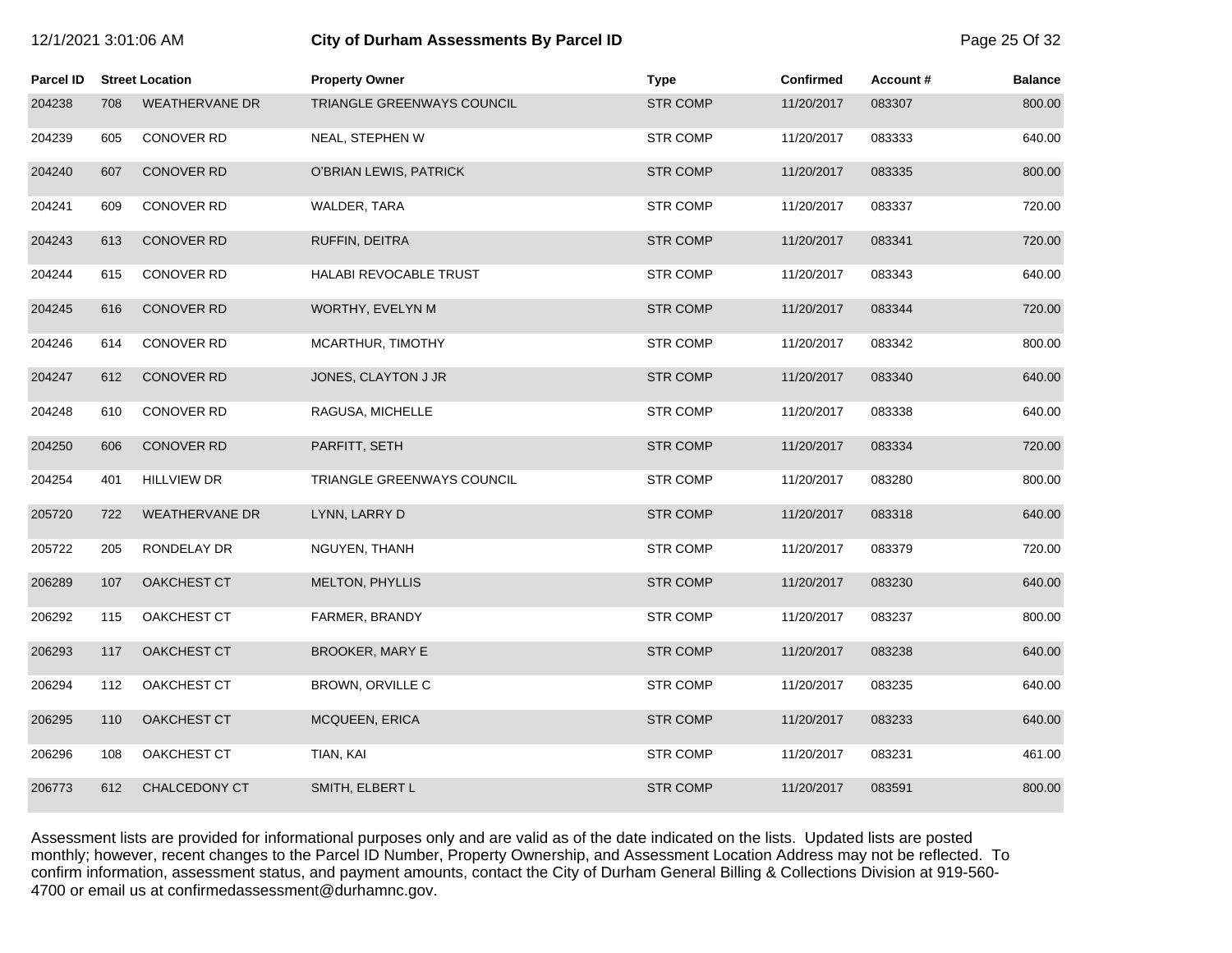| Parcel ID | Street Location | | Property Owner | Type | Confirmed | Account # | Balance |
|---|---|---|---|---|---|---|---|
| 204238 | 708 | WEATHERVANE DR | TRIANGLE GREENWAYS COUNCIL | STR COMP | 11/20/2017 | 083307 | 800.00 |
| 204239 | 605 | CONOVER RD | NEAL, STEPHEN W | STR COMP | 11/20/2017 | 083333 | 640.00 |
| 204240 | 607 | CONOVER RD | O'BRIAN LEWIS, PATRICK | STR COMP | 11/20/2017 | 083335 | 800.00 |
| 204241 | 609 | CONOVER RD | WALDER, TARA | STR COMP | 11/20/2017 | 083337 | 720.00 |
| 204243 | 613 | CONOVER RD | RUFFIN, DEITRA | STR COMP | 11/20/2017 | 083341 | 720.00 |
| 204244 | 615 | CONOVER RD | HALABI REVOCABLE TRUST | STR COMP | 11/20/2017 | 083343 | 640.00 |
| 204245 | 616 | CONOVER RD | WORTHY, EVELYN M | STR COMP | 11/20/2017 | 083344 | 720.00 |
| 204246 | 614 | CONOVER RD | MCARTHUR, TIMOTHY | STR COMP | 11/20/2017 | 083342 | 800.00 |
| 204247 | 612 | CONOVER RD | JONES, CLAYTON J JR | STR COMP | 11/20/2017 | 083340 | 640.00 |
| 204248 | 610 | CONOVER RD | RAGUSA, MICHELLE | STR COMP | 11/20/2017 | 083338 | 640.00 |
| 204250 | 606 | CONOVER RD | PARFITT, SETH | STR COMP | 11/20/2017 | 083334 | 720.00 |
| 204254 | 401 | HILLVIEW DR | TRIANGLE GREENWAYS COUNCIL | STR COMP | 11/20/2017 | 083280 | 800.00 |
| 205720 | 722 | WEATHERVANE DR | LYNN, LARRY D | STR COMP | 11/20/2017 | 083318 | 640.00 |
| 205722 | 205 | RONDELAY DR | NGUYEN, THANH | STR COMP | 11/20/2017 | 083379 | 720.00 |
| 206289 | 107 | OAKCHEST CT | MELTON, PHYLLIS | STR COMP | 11/20/2017 | 083230 | 640.00 |
| 206292 | 115 | OAKCHEST CT | FARMER, BRANDY | STR COMP | 11/20/2017 | 083237 | 800.00 |
| 206293 | 117 | OAKCHEST CT | BROOKER, MARY E | STR COMP | 11/20/2017 | 083238 | 640.00 |
| 206294 | 112 | OAKCHEST CT | BROWN, ORVILLE C | STR COMP | 11/20/2017 | 083235 | 640.00 |
| 206295 | 110 | OAKCHEST CT | MCQUEEN, ERICA | STR COMP | 11/20/2017 | 083233 | 640.00 |
| 206296 | 108 | OAKCHEST CT | TIAN, KAI | STR COMP | 11/20/2017 | 083231 | 461.00 |
| 206773 | 612 | CHALCEDONY CT | SMITH, ELBERT L | STR COMP | 11/20/2017 | 083591 | 800.00 |

Assessment lists are provided for informational purposes only and are valid as of the date indicated on the lists. Updated lists are posted monthly; however, recent changes to the Parcel ID Number, Property Ownership, and Assessment Location Address may not be reflected. To confirm information, assessment status, and payment amounts, contact the City of Durham General Billing & Collections Division at 919-560-4700 or email us at confirmedassessment@durhamnc.gov.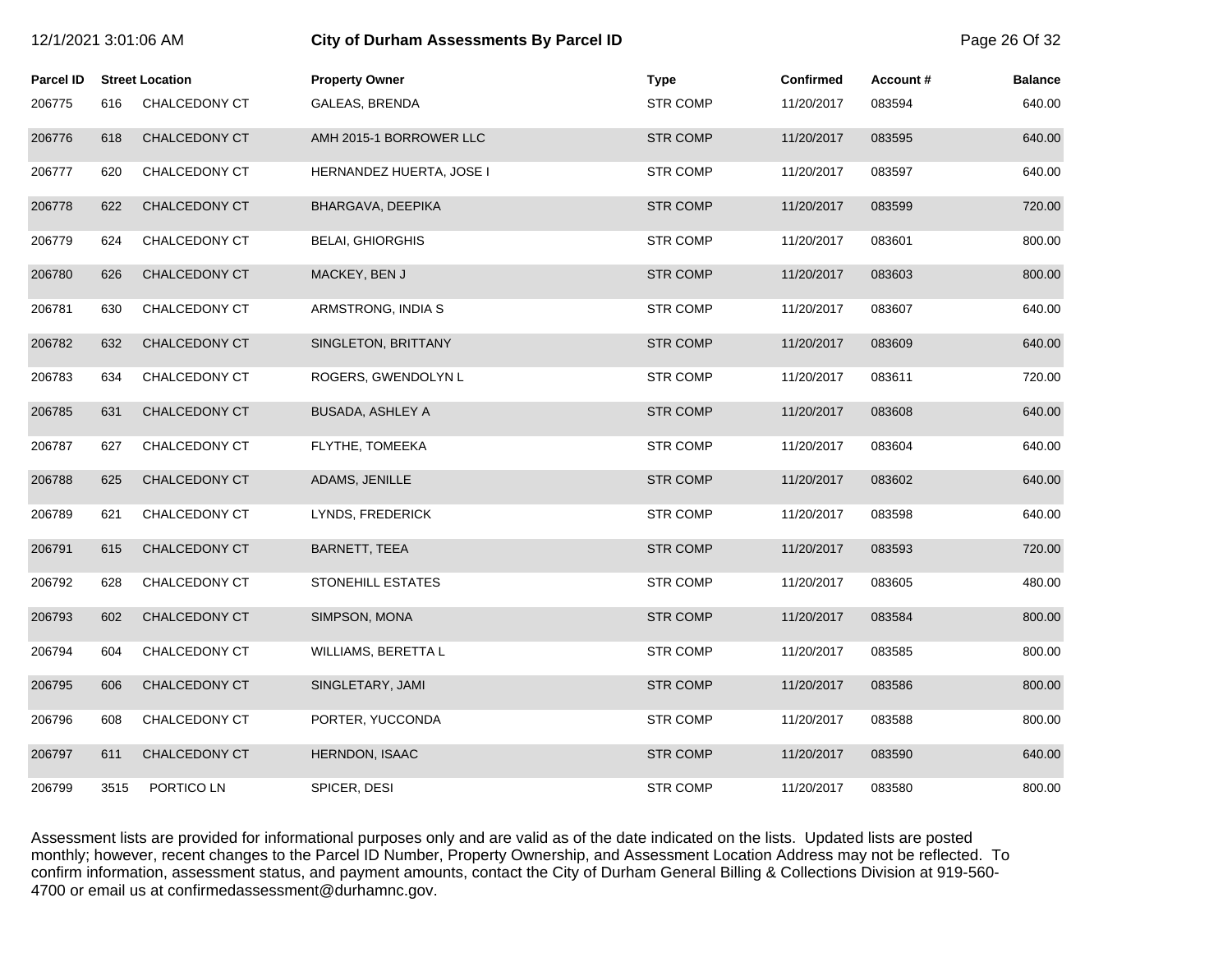# City of Durham Assessments By Parcel ID

12/1/2021 3:01:06 AM

| Parcel ID | Street Location | | Property Owner | Type | Confirmed | Account # | Balance |
|---|---|---|---|---|---|---|---|
| 206775 | 616 | CHALCEDONY CT | GALEAS, BRENDA | STR COMP | 11/20/2017 | 083594 | 640.00 |
| 206776 | 618 | CHALCEDONY CT | AMH 2015-1 BORROWER LLC | STR COMP | 11/20/2017 | 083595 | 640.00 |
| 206777 | 620 | CHALCEDONY CT | HERNANDEZ HUERTA, JOSE I | STR COMP | 11/20/2017 | 083597 | 640.00 |
| 206778 | 622 | CHALCEDONY CT | BHARGAVA, DEEPIKA | STR COMP | 11/20/2017 | 083599 | 720.00 |
| 206779 | 624 | CHALCEDONY CT | BELAI, GHIORGHIS | STR COMP | 11/20/2017 | 083601 | 800.00 |
| 206780 | 626 | CHALCEDONY CT | MACKEY, BEN J | STR COMP | 11/20/2017 | 083603 | 800.00 |
| 206781 | 630 | CHALCEDONY CT | ARMSTRONG, INDIA S | STR COMP | 11/20/2017 | 083607 | 640.00 |
| 206782 | 632 | CHALCEDONY CT | SINGLETON, BRITTANY | STR COMP | 11/20/2017 | 083609 | 640.00 |
| 206783 | 634 | CHALCEDONY CT | ROGERS, GWENDOLYN L | STR COMP | 11/20/2017 | 083611 | 720.00 |
| 206785 | 631 | CHALCEDONY CT | BUSADA, ASHLEY A | STR COMP | 11/20/2017 | 083608 | 640.00 |
| 206787 | 627 | CHALCEDONY CT | FLYTHE, TOMEEKA | STR COMP | 11/20/2017 | 083604 | 640.00 |
| 206788 | 625 | CHALCEDONY CT | ADAMS, JENILLE | STR COMP | 11/20/2017 | 083602 | 640.00 |
| 206789 | 621 | CHALCEDONY CT | LYNDS, FREDERICK | STR COMP | 11/20/2017 | 083598 | 640.00 |
| 206791 | 615 | CHALCEDONY CT | BARNETT, TEEA | STR COMP | 11/20/2017 | 083593 | 720.00 |
| 206792 | 628 | CHALCEDONY CT | STONEHILL ESTATES | STR COMP | 11/20/2017 | 083605 | 480.00 |
| 206793 | 602 | CHALCEDONY CT | SIMPSON, MONA | STR COMP | 11/20/2017 | 083584 | 800.00 |
| 206794 | 604 | CHALCEDONY CT | WILLIAMS, BERETTA L | STR COMP | 11/20/2017 | 083585 | 800.00 |
| 206795 | 606 | CHALCEDONY CT | SINGLETARY, JAMI | STR COMP | 11/20/2017 | 083586 | 800.00 |
| 206796 | 608 | CHALCEDONY CT | PORTER, YUCCONDA | STR COMP | 11/20/2017 | 083588 | 800.00 |
| 206797 | 611 | CHALCEDONY CT | HERNDON, ISAAC | STR COMP | 11/20/2017 | 083590 | 640.00 |
| 206799 | 3515 | PORTICO LN | SPICER, DESI | STR COMP | 11/20/2017 | 083580 | 800.00 |

Assessment lists are provided for informational purposes only and are valid as of the date indicated on the lists. Updated lists are posted monthly; however, recent changes to the Parcel ID Number, Property Ownership, and Assessment Location Address may not be reflected. To confirm information, assessment status, and payment amounts, contact the City of Durham General Billing & Collections Division at 919-560-4700 or email us at confirmedassessment@durhamnc.gov.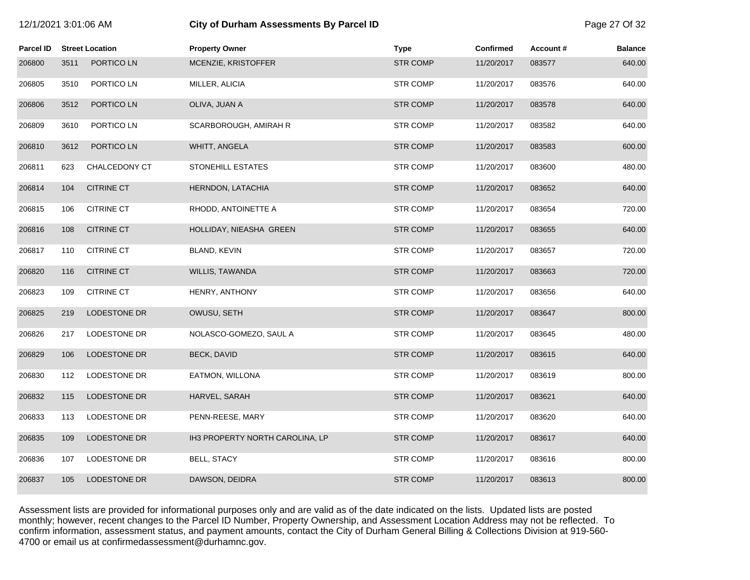| Parcel ID | Street Location | | Property Owner | Type | Confirmed | Account # | Balance |
|---|---|---|---|---|---|---|---|
| 206800 | 3511 | PORTICO LN | MCENZIE, KRISTOFFER | STR COMP | 11/20/2017 | 083577 | 640.00 |
| 206805 | 3510 | PORTICO LN | MILLER, ALICIA | STR COMP | 11/20/2017 | 083576 | 640.00 |
| 206806 | 3512 | PORTICO LN | OLIVA, JUAN A | STR COMP | 11/20/2017 | 083578 | 640.00 |
| 206809 | 3610 | PORTICO LN | SCARBOROUGH, AMIRAH R | STR COMP | 11/20/2017 | 083582 | 640.00 |
| 206810 | 3612 | PORTICO LN | WHITT, ANGELA | STR COMP | 11/20/2017 | 083583 | 600.00 |
| 206811 | 623 | CHALCEDONY CT | STONEHILL ESTATES | STR COMP | 11/20/2017 | 083600 | 480.00 |
| 206814 | 104 | CITRINE CT | HERNDON, LATACHIA | STR COMP | 11/20/2017 | 083652 | 640.00 |
| 206815 | 106 | CITRINE CT | RHODD, ANTOINETTE A | STR COMP | 11/20/2017 | 083654 | 720.00 |
| 206816 | 108 | CITRINE CT | HOLLIDAY, NIEASHA GREEN | STR COMP | 11/20/2017 | 083655 | 640.00 |
| 206817 | 110 | CITRINE CT | BLAND, KEVIN | STR COMP | 11/20/2017 | 083657 | 720.00 |
| 206820 | 116 | CITRINE CT | WILLIS, TAWANDA | STR COMP | 11/20/2017 | 083663 | 720.00 |
| 206823 | 109 | CITRINE CT | HENRY, ANTHONY | STR COMP | 11/20/2017 | 083656 | 640.00 |
| 206825 | 219 | LODESTONE DR | OWUSU, SETH | STR COMP | 11/20/2017 | 083647 | 800.00 |
| 206826 | 217 | LODESTONE DR | NOLASCO-GOMEZO, SAUL A | STR COMP | 11/20/2017 | 083645 | 480.00 |
| 206829 | 106 | LODESTONE DR | BECK, DAVID | STR COMP | 11/20/2017 | 083615 | 640.00 |
| 206830 | 112 | LODESTONE DR | EATMON, WILLONA | STR COMP | 11/20/2017 | 083619 | 800.00 |
| 206832 | 115 | LODESTONE DR | HARVEL, SARAH | STR COMP | 11/20/2017 | 083621 | 640.00 |
| 206833 | 113 | LODESTONE DR | PENN-REESE, MARY | STR COMP | 11/20/2017 | 083620 | 640.00 |
| 206835 | 109 | LODESTONE DR | IH3 PROPERTY NORTH CAROLINA, LP | STR COMP | 11/20/2017 | 083617 | 640.00 |
| 206836 | 107 | LODESTONE DR | BELL, STACY | STR COMP | 11/20/2017 | 083616 | 800.00 |
| 206837 | 105 | LODESTONE DR | DAWSON, DEIDRA | STR COMP | 11/20/2017 | 083613 | 800.00 |

Assessment lists are provided for informational purposes only and are valid as of the date indicated on the lists. Updated lists are posted monthly; however, recent changes to the Parcel ID Number, Property Ownership, and Assessment Location Address may not be reflected. To confirm information, assessment status, and payment amounts, contact the City of Durham General Billing & Collections Division at 919-560-4700 or email us at confirmedassessment@durhamnc.gov.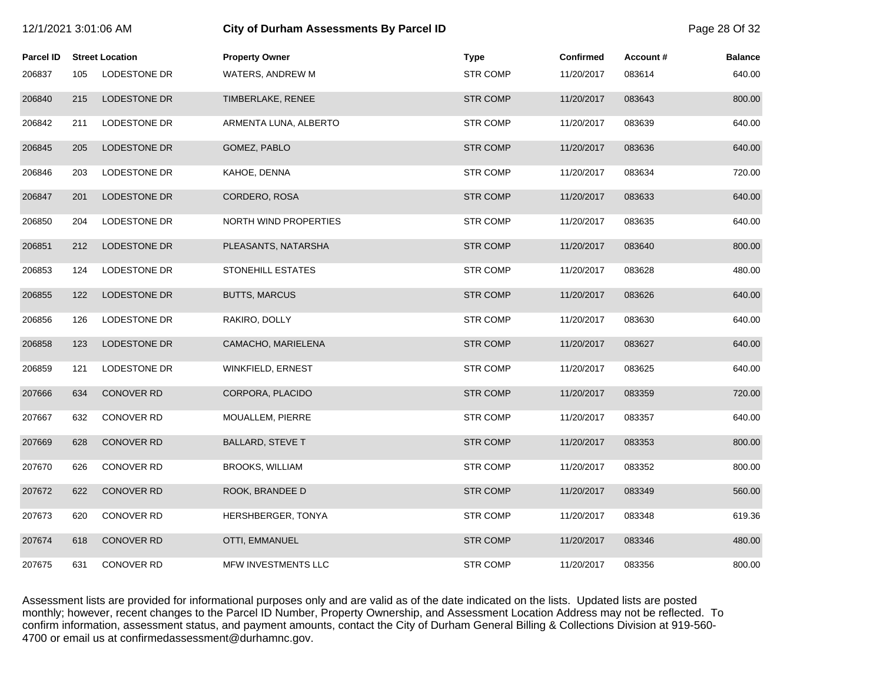# City of Durham Assessments By Parcel ID

12/1/2021 3:01:06 AM

| Parcel ID | Street Location | | Property Owner | Type | Confirmed | Account # | Balance |
|---|---|---|---|---|---|---|---|
| 206837 | 105 | LODESTONE DR | WATERS, ANDREW M | STR COMP | 11/20/2017 | 083614 | 640.00 |
| 206840 | 215 | LODESTONE DR | TIMBERLAKE, RENEE | STR COMP | 11/20/2017 | 083643 | 800.00 |
| 206842 | 211 | LODESTONE DR | ARMENTA LUNA, ALBERTO | STR COMP | 11/20/2017 | 083639 | 640.00 |
| 206845 | 205 | LODESTONE DR | GOMEZ, PABLO | STR COMP | 11/20/2017 | 083636 | 640.00 |
| 206846 | 203 | LODESTONE DR | KAHOE, DENNA | STR COMP | 11/20/2017 | 083634 | 720.00 |
| 206847 | 201 | LODESTONE DR | CORDERO, ROSA | STR COMP | 11/20/2017 | 083633 | 640.00 |
| 206850 | 204 | LODESTONE DR | NORTH WIND PROPERTIES | STR COMP | 11/20/2017 | 083635 | 640.00 |
| 206851 | 212 | LODESTONE DR | PLEASANTS, NATARSHA | STR COMP | 11/20/2017 | 083640 | 800.00 |
| 206853 | 124 | LODESTONE DR | STONEHILL ESTATES | STR COMP | 11/20/2017 | 083628 | 480.00 |
| 206855 | 122 | LODESTONE DR | BUTTS, MARCUS | STR COMP | 11/20/2017 | 083626 | 640.00 |
| 206856 | 126 | LODESTONE DR | RAKIRO, DOLLY | STR COMP | 11/20/2017 | 083630 | 640.00 |
| 206858 | 123 | LODESTONE DR | CAMACHO, MARIELENA | STR COMP | 11/20/2017 | 083627 | 640.00 |
| 206859 | 121 | LODESTONE DR | WINKFIELD, ERNEST | STR COMP | 11/20/2017 | 083625 | 640.00 |
| 207666 | 634 | CONOVER RD | CORPORA, PLACIDO | STR COMP | 11/20/2017 | 083359 | 720.00 |
| 207667 | 632 | CONOVER RD | MOUALLEM, PIERRE | STR COMP | 11/20/2017 | 083357 | 640.00 |
| 207669 | 628 | CONOVER RD | BALLARD, STEVE T | STR COMP | 11/20/2017 | 083353 | 800.00 |
| 207670 | 626 | CONOVER RD | BROOKS, WILLIAM | STR COMP | 11/20/2017 | 083352 | 800.00 |
| 207672 | 622 | CONOVER RD | ROOK, BRANDEE D | STR COMP | 11/20/2017 | 083349 | 560.00 |
| 207673 | 620 | CONOVER RD | HERSHBERGER, TONYA | STR COMP | 11/20/2017 | 083348 | 619.36 |
| 207674 | 618 | CONOVER RD | OTTI, EMMANUEL | STR COMP | 11/20/2017 | 083346 | 480.00 |
| 207675 | 631 | CONOVER RD | MFW INVESTMENTS LLC | STR COMP | 11/20/2017 | 083356 | 800.00 |

Assessment lists are provided for informational purposes only and are valid as of the date indicated on the lists. Updated lists are posted monthly; however, recent changes to the Parcel ID Number, Property Ownership, and Assessment Location Address may not be reflected. To confirm information, assessment status, and payment amounts, contact the City of Durham General Billing & Collections Division at 919-560-4700 or email us at confirmedassessment@durhamnc.gov.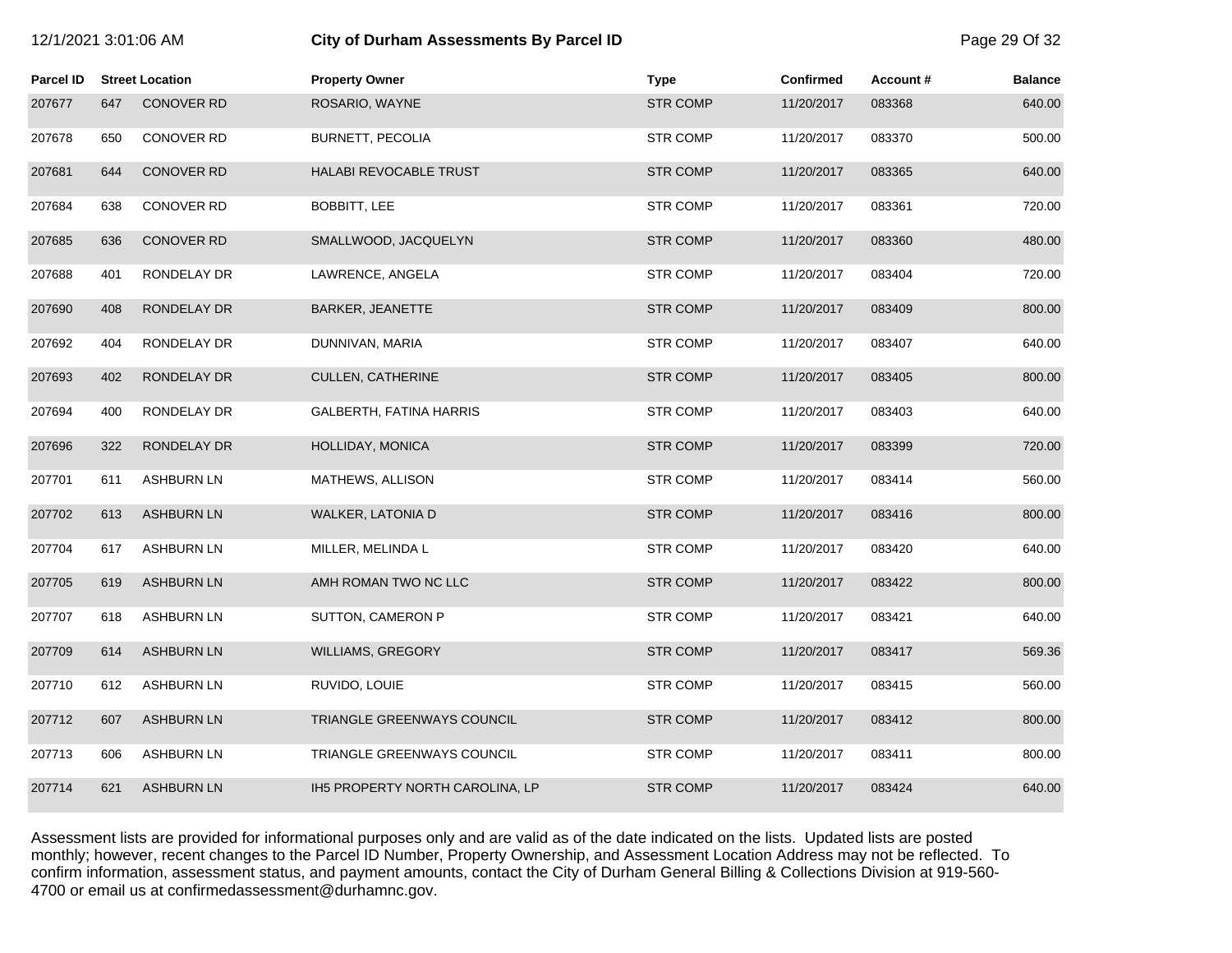| Parcel ID | Street Location | | Property Owner | Type | Confirmed | Account # | Balance |
|---|---|---|---|---|---|---|---|
| 207677 | 647 | CONOVER RD | ROSARIO, WAYNE | STR COMP | 11/20/2017 | 083368 | 640.00 |
| 207678 | 650 | CONOVER RD | BURNETT, PECOLIA | STR COMP | 11/20/2017 | 083370 | 500.00 |
| 207681 | 644 | CONOVER RD | HALABI REVOCABLE TRUST | STR COMP | 11/20/2017 | 083365 | 640.00 |
| 207684 | 638 | CONOVER RD | BOBBITT, LEE | STR COMP | 11/20/2017 | 083361 | 720.00 |
| 207685 | 636 | CONOVER RD | SMALLWOOD, JACQUELYN | STR COMP | 11/20/2017 | 083360 | 480.00 |
| 207688 | 401 | RONDELAY DR | LAWRENCE, ANGELA | STR COMP | 11/20/2017 | 083404 | 720.00 |
| 207690 | 408 | RONDELAY DR | BARKER, JEANETTE | STR COMP | 11/20/2017 | 083409 | 800.00 |
| 207692 | 404 | RONDELAY DR | DUNNIVAN, MARIA | STR COMP | 11/20/2017 | 083407 | 640.00 |
| 207693 | 402 | RONDELAY DR | CULLEN, CATHERINE | STR COMP | 11/20/2017 | 083405 | 800.00 |
| 207694 | 400 | RONDELAY DR | GALBERTH, FATINA HARRIS | STR COMP | 11/20/2017 | 083403 | 640.00 |
| 207696 | 322 | RONDELAY DR | HOLLIDAY, MONICA | STR COMP | 11/20/2017 | 083399 | 720.00 |
| 207701 | 611 | ASHBURN LN | MATHEWS, ALLISON | STR COMP | 11/20/2017 | 083414 | 560.00 |
| 207702 | 613 | ASHBURN LN | WALKER, LATONIA D | STR COMP | 11/20/2017 | 083416 | 800.00 |
| 207704 | 617 | ASHBURN LN | MILLER, MELINDA L | STR COMP | 11/20/2017 | 083420 | 640.00 |
| 207705 | 619 | ASHBURN LN | AMH ROMAN TWO NC LLC | STR COMP | 11/20/2017 | 083422 | 800.00 |
| 207707 | 618 | ASHBURN LN | SUTTON, CAMERON P | STR COMP | 11/20/2017 | 083421 | 640.00 |
| 207709 | 614 | ASHBURN LN | WILLIAMS, GREGORY | STR COMP | 11/20/2017 | 083417 | 569.36 |
| 207710 | 612 | ASHBURN LN | RUVIDO, LOUIE | STR COMP | 11/20/2017 | 083415 | 560.00 |
| 207712 | 607 | ASHBURN LN | TRIANGLE GREENWAYS COUNCIL | STR COMP | 11/20/2017 | 083412 | 800.00 |
| 207713 | 606 | ASHBURN LN | TRIANGLE GREENWAYS COUNCIL | STR COMP | 11/20/2017 | 083411 | 800.00 |
| 207714 | 621 | ASHBURN LN | IH5 PROPERTY NORTH CAROLINA, LP | STR COMP | 11/20/2017 | 083424 | 640.00 |

Assessment lists are provided for informational purposes only and are valid as of the date indicated on the lists. Updated lists are posted monthly; however, recent changes to the Parcel ID Number, Property Ownership, and Assessment Location Address may not be reflected. To confirm information, assessment status, and payment amounts, contact the City of Durham General Billing & Collections Division at 919-560-4700 or email us at confirmedassessment@durhamnc.gov.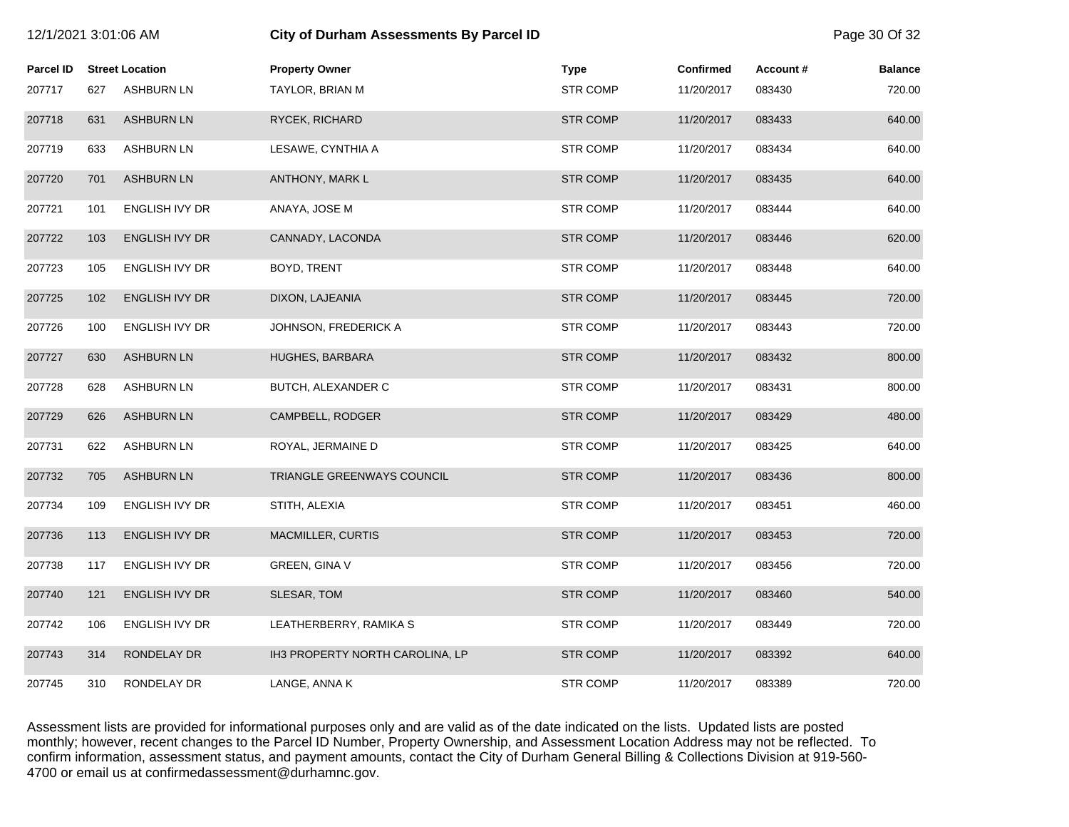# City of Durham Assessments By Parcel ID

| Parcel ID | Street Location | | Property Owner | Type | Confirmed | Account # | Balance |
|---|---|---|---|---|---|---|---|
| 207717 | 627 | ASHBURN LN | TAYLOR, BRIAN M | STR COMP | 11/20/2017 | 083430 | 720.00 |
| 207718 | 631 | ASHBURN LN | RYCEK, RICHARD | STR COMP | 11/20/2017 | 083433 | 640.00 |
| 207719 | 633 | ASHBURN LN | LESAWE, CYNTHIA A | STR COMP | 11/20/2017 | 083434 | 640.00 |
| 207720 | 701 | ASHBURN LN | ANTHONY, MARK L | STR COMP | 11/20/2017 | 083435 | 640.00 |
| 207721 | 101 | ENGLISH IVY DR | ANAYA, JOSE M | STR COMP | 11/20/2017 | 083444 | 640.00 |
| 207722 | 103 | ENGLISH IVY DR | CANNADY, LACONDA | STR COMP | 11/20/2017 | 083446 | 620.00 |
| 207723 | 105 | ENGLISH IVY DR | BOYD, TRENT | STR COMP | 11/20/2017 | 083448 | 640.00 |
| 207725 | 102 | ENGLISH IVY DR | DIXON, LAJEANIA | STR COMP | 11/20/2017 | 083445 | 720.00 |
| 207726 | 100 | ENGLISH IVY DR | JOHNSON, FREDERICK A | STR COMP | 11/20/2017 | 083443 | 720.00 |
| 207727 | 630 | ASHBURN LN | HUGHES, BARBARA | STR COMP | 11/20/2017 | 083432 | 800.00 |
| 207728 | 628 | ASHBURN LN | BUTCH, ALEXANDER C | STR COMP | 11/20/2017 | 083431 | 800.00 |
| 207729 | 626 | ASHBURN LN | CAMPBELL, RODGER | STR COMP | 11/20/2017 | 083429 | 480.00 |
| 207731 | 622 | ASHBURN LN | ROYAL, JERMAINE D | STR COMP | 11/20/2017 | 083425 | 640.00 |
| 207732 | 705 | ASHBURN LN | TRIANGLE GREENWAYS COUNCIL | STR COMP | 11/20/2017 | 083436 | 800.00 |
| 207734 | 109 | ENGLISH IVY DR | STITH, ALEXIA | STR COMP | 11/20/2017 | 083451 | 460.00 |
| 207736 | 113 | ENGLISH IVY DR | MACMILLER, CURTIS | STR COMP | 11/20/2017 | 083453 | 720.00 |
| 207738 | 117 | ENGLISH IVY DR | GREEN, GINA V | STR COMP | 11/20/2017 | 083456 | 720.00 |
| 207740 | 121 | ENGLISH IVY DR | SLESAR, TOM | STR COMP | 11/20/2017 | 083460 | 540.00 |
| 207742 | 106 | ENGLISH IVY DR | LEATHERBERRY, RAMIKA S | STR COMP | 11/20/2017 | 083449 | 720.00 |
| 207743 | 314 | RONDELAY DR | IH3 PROPERTY NORTH CAROLINA, LP | STR COMP | 11/20/2017 | 083392 | 640.00 |
| 207745 | 310 | RONDELAY DR | LANGE, ANNA K | STR COMP | 11/20/2017 | 083389 | 720.00 |

Assessment lists are provided for informational purposes only and are valid as of the date indicated on the lists. Updated lists are posted monthly; however, recent changes to the Parcel ID Number, Property Ownership, and Assessment Location Address may not be reflected. To confirm information, assessment status, and payment amounts, contact the City of Durham General Billing & Collections Division at 919-560-4700 or email us at confirmedassessment@durhamnc.gov.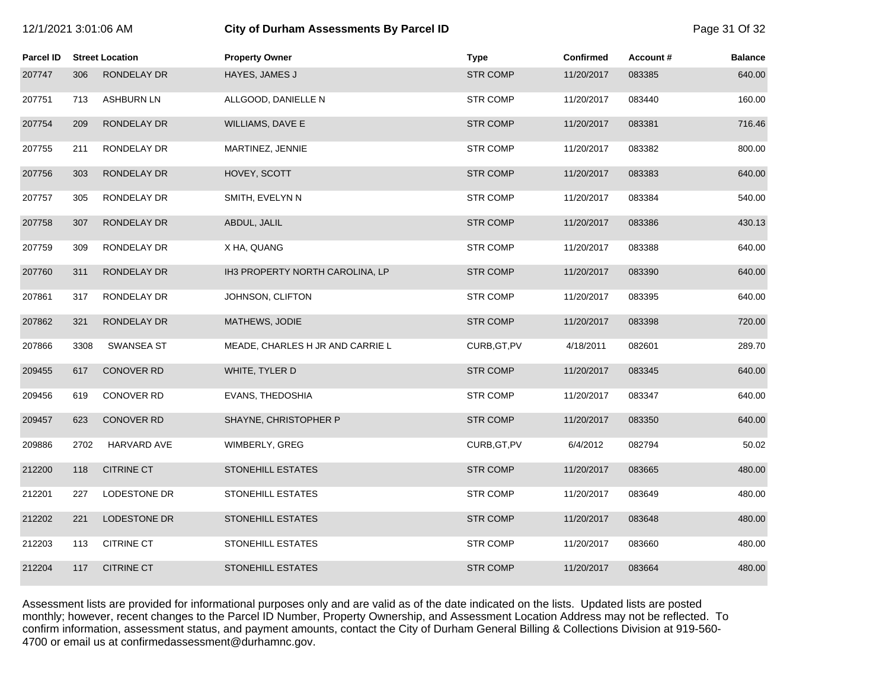# City of Durham Assessments By Parcel ID

| Parcel ID | Street Location | | Property Owner | Type | Confirmed | Account # | Balance |
|---|---|---|---|---|---|---|---|
| 207747 | 306 | RONDELAY DR | HAYES, JAMES J | STR COMP | 11/20/2017 | 083385 | 640.00 |
| 207751 | 713 | ASHBURN LN | ALLGOOD, DANIELLE N | STR COMP | 11/20/2017 | 083440 | 160.00 |
| 207754 | 209 | RONDELAY DR | WILLIAMS, DAVE E | STR COMP | 11/20/2017 | 083381 | 716.46 |
| 207755 | 211 | RONDELAY DR | MARTINEZ, JENNIE | STR COMP | 11/20/2017 | 083382 | 800.00 |
| 207756 | 303 | RONDELAY DR | HOVEY, SCOTT | STR COMP | 11/20/2017 | 083383 | 640.00 |
| 207757 | 305 | RONDELAY DR | SMITH, EVELYN N | STR COMP | 11/20/2017 | 083384 | 540.00 |
| 207758 | 307 | RONDELAY DR | ABDUL, JALIL | STR COMP | 11/20/2017 | 083386 | 430.13 |
| 207759 | 309 | RONDELAY DR | X HA, QUANG | STR COMP | 11/20/2017 | 083388 | 640.00 |
| 207760 | 311 | RONDELAY DR | IH3 PROPERTY NORTH CAROLINA, LP | STR COMP | 11/20/2017 | 083390 | 640.00 |
| 207861 | 317 | RONDELAY DR | JOHNSON, CLIFTON | STR COMP | 11/20/2017 | 083395 | 640.00 |
| 207862 | 321 | RONDELAY DR | MATHEWS, JODIE | STR COMP | 11/20/2017 | 083398 | 720.00 |
| 207866 | 3308 | SWANSEA ST | MEADE, CHARLES H JR AND CARRIE L | CURB,GT,PV | 4/18/2011 | 082601 | 289.70 |
| 209455 | 617 | CONOVER RD | WHITE, TYLER D | STR COMP | 11/20/2017 | 083345 | 640.00 |
| 209456 | 619 | CONOVER RD | EVANS, THEDOSHIA | STR COMP | 11/20/2017 | 083347 | 640.00 |
| 209457 | 623 | CONOVER RD | SHAYNE, CHRISTOPHER P | STR COMP | 11/20/2017 | 083350 | 640.00 |
| 209886 | 2702 | HARVARD AVE | WIMBERLY, GREG | CURB,GT,PV | 6/4/2012 | 082794 | 50.02 |
| 212200 | 118 | CITRINE CT | STONEHILL ESTATES | STR COMP | 11/20/2017 | 083665 | 480.00 |
| 212201 | 227 | LODESTONE DR | STONEHILL ESTATES | STR COMP | 11/20/2017 | 083649 | 480.00 |
| 212202 | 221 | LODESTONE DR | STONEHILL ESTATES | STR COMP | 11/20/2017 | 083648 | 480.00 |
| 212203 | 113 | CITRINE CT | STONEHILL ESTATES | STR COMP | 11/20/2017 | 083660 | 480.00 |
| 212204 | 117 | CITRINE CT | STONEHILL ESTATES | STR COMP | 11/20/2017 | 083664 | 480.00 |

Assessment lists are provided for informational purposes only and are valid as of the date indicated on the lists. Updated lists are posted monthly; however, recent changes to the Parcel ID Number, Property Ownership, and Assessment Location Address may not be reflected. To confirm information, assessment status, and payment amounts, contact the City of Durham General Billing & Collections Division at 919-560-4700 or email us at confirmedassessment@durhamnc.gov.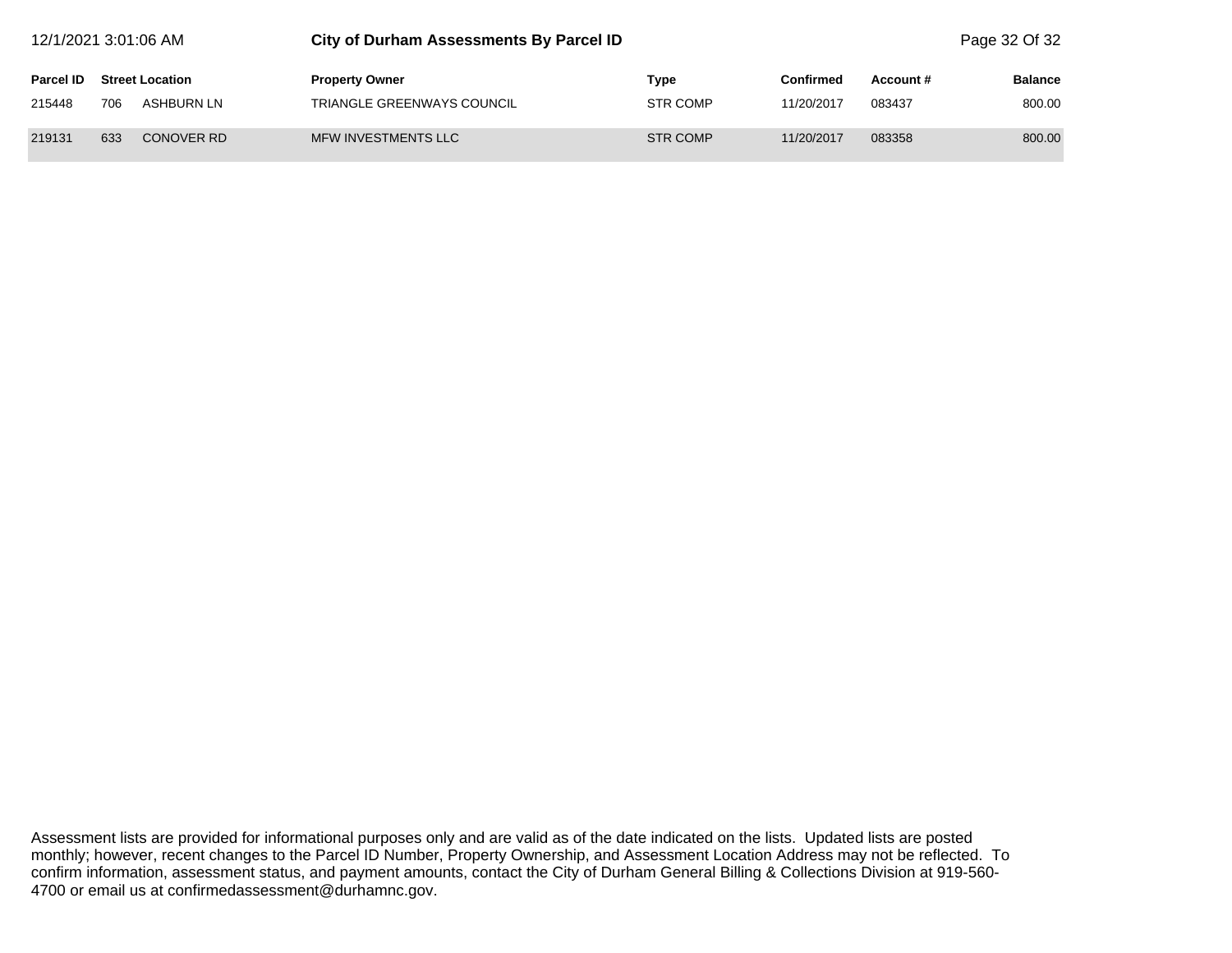| Parcel ID | Street Location | | Property Owner | Type | Confirmed | Account # | Balance |
|---|---|---|---|---|---|---|---|
| 215448 | 706 | ASHBURN LN | TRIANGLE GREENWAYS COUNCIL | STR COMP | 11/20/2017 | 083437 | 800.00 |
| 219131 | 633 | CONOVER RD | MFW INVESTMENTS LLC | STR COMP | 11/20/2017 | 083358 | 800.00 |

Assessment lists are provided for informational purposes only and are valid as of the date indicated on the lists. Updated lists are posted monthly; however, recent changes to the Parcel ID Number, Property Ownership, and Assessment Location Address may not be reflected. To confirm information, assessment status, and payment amounts, contact the City of Durham General Billing & Collections Division at 919-560-4700 or email us at confirmedassessment@durhamnc.gov.